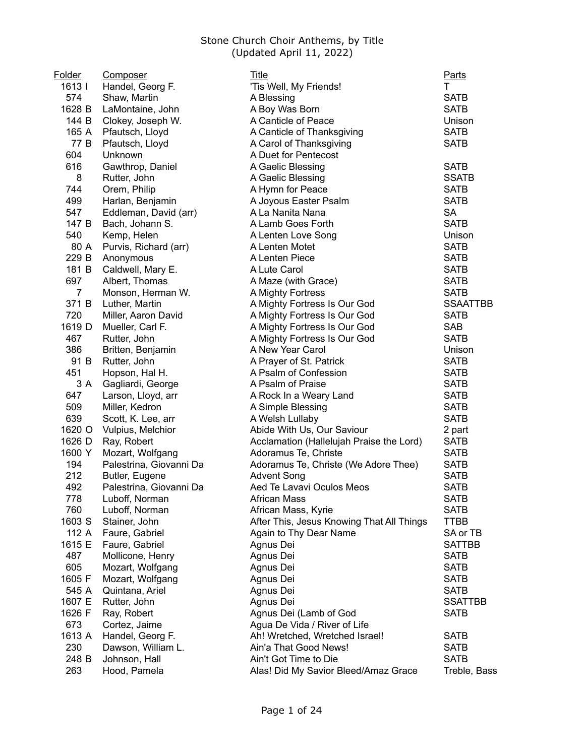# Stone Church Choir Anthems, by Title
(Updated April 11, 2022)

| Folder | Composer | Title | Parts |
|---|---|---|---|
| 1613 I | Handel, Georg F. | 'Tis Well, My Friends! | T |
| 574 | Shaw, Martin | A Blessing | SATB |
| 1628 B | LaMontaine, John | A Boy Was Born | SATB |
| 144 B | Clokey, Joseph W. | A Canticle of Peace | Unison |
| 165 A | Pfautsch, Lloyd | A Canticle of Thanksgiving | SATB |
| 77 B | Pfautsch, Lloyd | A Carol of Thanksgiving | SATB |
| 604 | Unknown | A Duet for Pentecost | |
| 616 | Gawthrop, Daniel | A Gaelic Blessing | SATB |
| 8 | Rutter, John | A Gaelic Blessing | SSATB |
| 744 | Orem, Philip | A Hymn for Peace | SATB |
| 499 | Harlan, Benjamin | A Joyous Easter Psalm | SATB |
| 547 | Eddleman, David (arr) | A La Nanita Nana | SA |
| 147 B | Bach, Johann S. | A Lamb Goes Forth | SATB |
| 540 | Kemp, Helen | A Lenten Love Song | Unison |
| 80 A | Purvis, Richard (arr) | A Lenten Motet | SATB |
| 229 B | Anonymous | A Lenten Piece | SATB |
| 181 B | Caldwell, Mary E. | A Lute Carol | SATB |
| 697 | Albert, Thomas | A Maze (with Grace) | SATB |
| 7 | Monson, Herman W. | A Mighty Fortress | SATB |
| 371 B | Luther, Martin | A Mighty Fortress Is Our God | SSAATTBB |
| 720 | Miller, Aaron David | A Mighty Fortress Is Our God | SATB |
| 1619 D | Mueller, Carl F. | A Mighty Fortress Is Our God | SAB |
| 467 | Rutter, John | A Mighty Fortress Is Our God | SATB |
| 386 | Britten, Benjamin | A New Year Carol | Unison |
| 91 B | Rutter, John | A Prayer of St. Patrick | SATB |
| 451 | Hopson, Hal H. | A Psalm of Confession | SATB |
| 3 A | Gagliardi, George | A Psalm of Praise | SATB |
| 647 | Larson, Lloyd, arr | A Rock In a Weary Land | SATB |
| 509 | Miller, Kedron | A Simple Blessing | SATB |
| 639 | Scott, K. Lee, arr | A Welsh Lullaby | SATB |
| 1620 O | Vulpius, Melchior | Abide With Us, Our Saviour | 2 part |
| 1626 D | Ray, Robert | Acclamation (Hallelujah Praise the Lord) | SATB |
| 1600 Y | Mozart, Wolfgang | Adoramus Te, Christe | SATB |
| 194 | Palestrina, Giovanni Da | Adoramus Te, Christe (We Adore Thee) | SATB |
| 212 | Butler, Eugene | Advent Song | SATB |
| 492 | Palestrina, Giovanni Da | Aed Te Lavavi Oculos Meos | SATB |
| 778 | Luboff, Norman | African Mass | SATB |
| 760 | Luboff, Norman | African Mass, Kyrie | SATB |
| 1603 S | Stainer, John | After This, Jesus Knowing That All Things | TTBB |
| 112 A | Faure, Gabriel | Again to Thy Dear Name | SA or TB |
| 1615 E | Faure, Gabriel | Agnus Dei | SATTBB |
| 487 | Mollicone, Henry | Agnus Dei | SATB |
| 605 | Mozart, Wolfgang | Agnus Dei | SATB |
| 1605 F | Mozart, Wolfgang | Agnus Dei | SATB |
| 545 A | Quintana, Ariel | Agnus Dei | SATB |
| 1607 E | Rutter, John | Agnus Dei | SSATTBB |
| 1626 F | Ray, Robert | Agnus Dei (Lamb of God | SATB |
| 673 | Cortez, Jaime | Agua De Vida / River of Life | |
| 1613 A | Handel, Georg F. | Ah! Wretched, Wretched Israel! | SATB |
| 230 | Dawson, William L. | Ain'a That Good News! | SATB |
| 248 B | Johnson, Hall | Ain't Got Time to Die | SATB |
| 263 | Hood, Pamela | Alas! Did My Savior Bleed/Amaz Grace | Treble, Bass |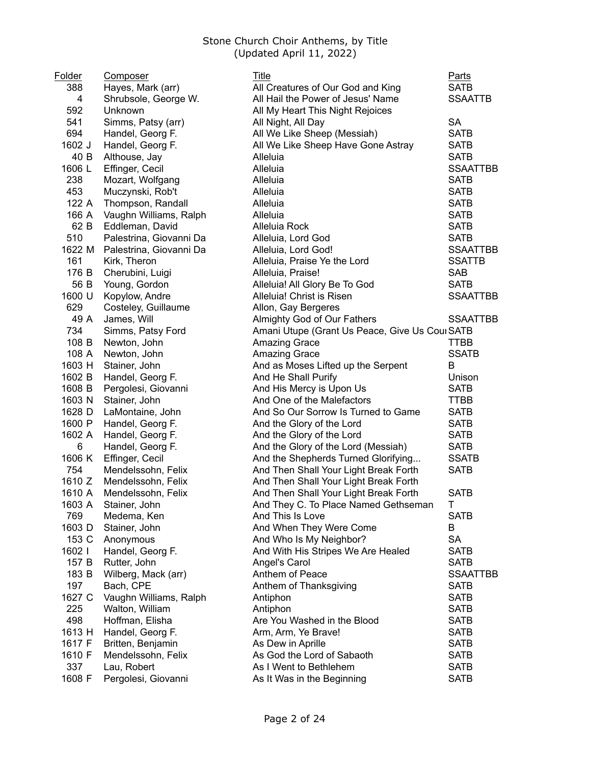Stone Church Choir Anthems, by Title
(Updated April 11, 2022)

| Folder | Composer | Title | Parts |
|---|---|---|---|
| 388 | Hayes, Mark (arr) | All Creatures of Our God and King | SATB |
| 4 | Shrubsole, George W. | All Hail the Power of Jesus' Name | SSAATTB |
| 592 | Unknown | All My Heart This Night Rejoices | |
| 541 | Simms, Patsy (arr) | All Night, All Day | SA |
| 694 | Handel, Georg F. | All We Like Sheep (Messiah) | SATB |
| 1602 J | Handel, Georg F. | All We Like Sheep Have Gone Astray | SATB |
| 40 B | Althouse, Jay | Alleluia | SATB |
| 1606 L | Effinger, Cecil | Alleluia | SSAATTBB |
| 238 | Mozart, Wolfgang | Alleluia | SATB |
| 453 | Muczynski, Rob't | Alleluia | SATB |
| 122 A | Thompson, Randall | Alleluia | SATB |
| 166 A | Vaughn Williams, Ralph | Alleluia | SATB |
| 62 B | Eddleman, David | Alleluia Rock | SATB |
| 510 | Palestrina, Giovanni Da | Alleluia, Lord God | SATB |
| 1622 M | Palestrina, Giovanni Da | Alleluia, Lord God! | SSAATTBB |
| 161 | Kirk, Theron | Alleluia, Praise Ye the Lord | SSATTB |
| 176 B | Cherubini, Luigi | Alleluia, Praise! | SAB |
| 56 B | Young, Gordon | Alleluia! All Glory Be To God | SATB |
| 1600 U | Kopylow, Andre | Alleluia! Christ is Risen | SSAATTBB |
| 629 | Costeley, Guillaume | Allon, Gay Bergeres | |
| 49 A | James, Will | Almighty God of Our Fathers | SSAATTBB |
| 734 | Simms, Patsy Ford | Amani Utupe (Grant Us Peace, Give Us Cou | SATB |
| 108 B | Newton, John | Amazing Grace | TTBB |
| 108 A | Newton, John | Amazing Grace | SSATB |
| 1603 H | Stainer, John | And as Moses Lifted up the Serpent | B |
| 1602 B | Handel, Georg F. | And He Shall Purify | Unison |
| 1608 B | Pergolesi, Giovanni | And His Mercy is Upon Us | SATB |
| 1603 N | Stainer, John | And One of the Malefactors | TTBB |
| 1628 D | LaMontaine, John | And So Our Sorrow Is Turned to Game | SATB |
| 1600 P | Handel, Georg F. | And the Glory of the Lord | SATB |
| 1602 A | Handel, Georg F. | And the Glory of the Lord | SATB |
| 6 | Handel, Georg F. | And the Glory of the Lord (Messiah) | SATB |
| 1606 K | Effinger, Cecil | And the Shepherds Turned Glorifying... | SSATB |
| 754 | Mendelssohn, Felix | And Then Shall Your Light Break Forth | SATB |
| 1610 Z | Mendelssohn, Felix | And Then Shall Your Light Break Forth | |
| 1610 A | Mendelssohn, Felix | And Then Shall Your Light Break Forth | SATB |
| 1603 A | Stainer, John | And They C. To Place Named Gethseman | T |
| 769 | Medema, Ken | And This Is Love | SATB |
| 1603 D | Stainer, John | And When They Were Come | B |
| 153 C | Anonymous | And Who Is My Neighbor? | SA |
| 1602 I | Handel, Georg F. | And With His Stripes We Are Healed | SATB |
| 157 B | Rutter, John | Angel's Carol | SATB |
| 183 B | Wilberg, Mack (arr) | Anthem of Peace | SSAATTBB |
| 197 | Bach, CPE | Anthem of Thanksgiving | SATB |
| 1627 C | Vaughn Williams, Ralph | Antiphon | SATB |
| 225 | Walton, William | Antiphon | SATB |
| 498 | Hoffman, Elisha | Are You Washed in the Blood | SATB |
| 1613 H | Handel, Georg F. | Arm, Arm, Ye Brave! | SATB |
| 1617 F | Britten, Benjamin | As Dew in Aprille | SATB |
| 1610 F | Mendelssohn, Felix | As God the Lord of Sabaoth | SATB |
| 337 | Lau, Robert | As I Went to Bethlehem | SATB |
| 1608 F | Pergolesi, Giovanni | As It Was in the Beginning | SATB |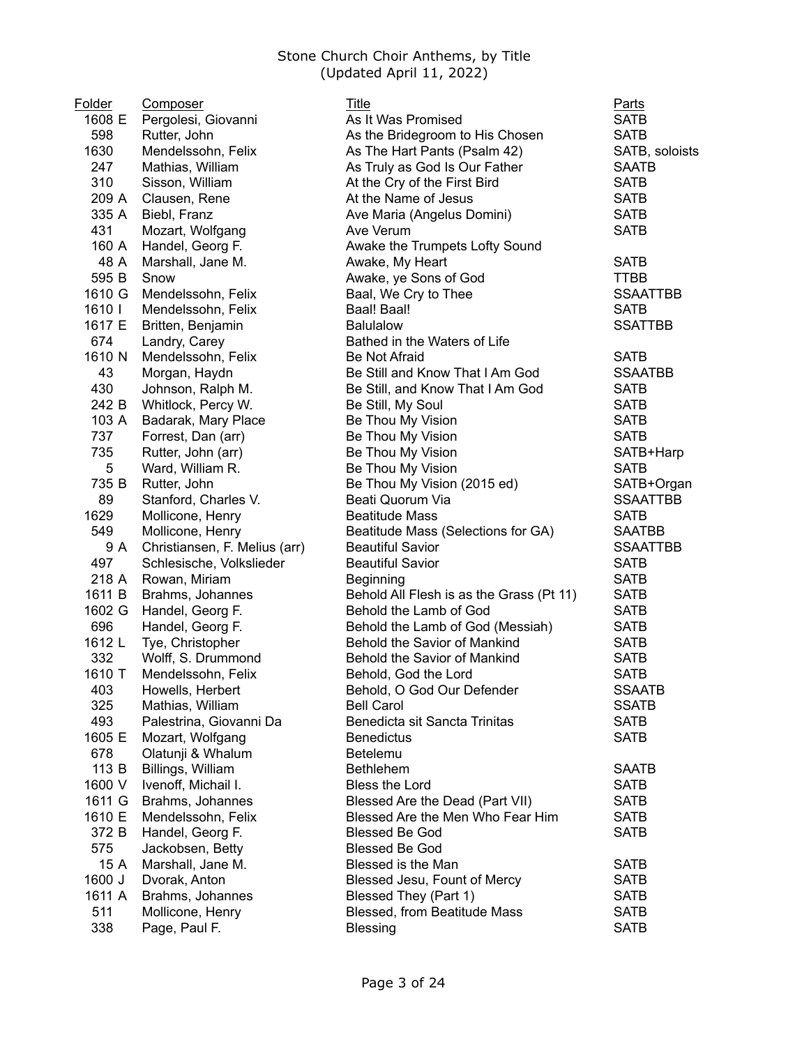Stone Church Choir Anthems, by Title
(Updated April 11, 2022)

| Folder | Composer | Title | Parts |
|---|---|---|---|
| 1608 E | Pergolesi, Giovanni | As It Was Promised | SATB |
| 598 | Rutter, John | As the Bridegroom to His Chosen | SATB |
| 1630 | Mendelssohn, Felix | As The Hart Pants (Psalm 42) | SATB, soloists |
| 247 | Mathias, William | As Truly as God Is Our Father | SAATB |
| 310 | Sisson, William | At the Cry of the First Bird | SATB |
| 209 A | Clausen, Rene | At the Name of Jesus | SATB |
| 335 A | Biebl, Franz | Ave Maria (Angelus Domini) | SATB |
| 431 | Mozart, Wolfgang | Ave Verum | SATB |
| 160 A | Handel, Georg F. | Awake the Trumpets Lofty Sound | |
| 48 A | Marshall, Jane M. | Awake, My Heart | SATB |
| 595 B | Snow | Awake, ye Sons of God | TTBB |
| 1610 G | Mendelssohn, Felix | Baal, We Cry to Thee | SSAATTBB |
| 1610 I | Mendelssohn, Felix | Baal! Baal! | SATB |
| 1617 E | Britten, Benjamin | Balulalow | SSATTBB |
| 674 | Landry, Carey | Bathed in the Waters of Life | |
| 1610 N | Mendelssohn, Felix | Be Not Afraid | SATB |
| 43 | Morgan, Haydn | Be Still and Know That I Am God | SSAATBB |
| 430 | Johnson, Ralph M. | Be Still, and Know That I Am God | SATB |
| 242 B | Whitlock, Percy W. | Be Still, My Soul | SATB |
| 103 A | Badarak, Mary Place | Be Thou My Vision | SATB |
| 737 | Forrest, Dan (arr) | Be Thou My Vision | SATB |
| 735 | Rutter, John (arr) | Be Thou My Vision | SATB+Harp |
| 5 | Ward, William R. | Be Thou My Vision | SATB |
| 735 B | Rutter, John | Be Thou My Vision (2015 ed) | SATB+Organ |
| 89 | Stanford, Charles V. | Beati Quorum Via | SSAATTBB |
| 1629 | Mollicone, Henry | Beatitude Mass | SATB |
| 549 | Mollicone, Henry | Beatitude Mass (Selections for GA) | SAATBB |
| 9 A | Christiansen, F. Melius (arr) | Beautiful Savior | SSAATTBB |
| 497 | Schlesische, Volkslieder | Beautiful Savior | SATB |
| 218 A | Rowan, Miriam | Beginning | SATB |
| 1611 B | Brahms, Johannes | Behold All Flesh is as the Grass (Pt 11) | SATB |
| 1602 G | Handel, Georg F. | Behold the Lamb of God | SATB |
| 696 | Handel, Georg F. | Behold the Lamb of God (Messiah) | SATB |
| 1612 L | Tye, Christopher | Behold the Savior of Mankind | SATB |
| 332 | Wolff, S. Drummond | Behold the Savior of Mankind | SATB |
| 1610 T | Mendelssohn, Felix | Behold, God the Lord | SATB |
| 403 | Howells, Herbert | Behold, O God Our Defender | SSAATB |
| 325 | Mathias, William | Bell Carol | SSATB |
| 493 | Palestrina, Giovanni Da | Benedicta sit Sancta Trinitas | SATB |
| 1605 E | Mozart, Wolfgang | Benedictus | SATB |
| 678 | Olatunji & Whalum | Betelemu | |
| 113 B | Billings, William | Bethlehem | SAATB |
| 1600 V | Ivenoff, Michail I. | Bless the Lord | SATB |
| 1611 G | Brahms, Johannes | Blessed Are the Dead (Part VII) | SATB |
| 1610 E | Mendelssohn, Felix | Blessed Are the Men Who Fear Him | SATB |
| 372 B | Handel, Georg F. | Blessed Be God | SATB |
| 575 | Jackobsen, Betty | Blessed Be God | |
| 15 A | Marshall, Jane M. | Blessed is the Man | SATB |
| 1600 J | Dvorak, Anton | Blessed Jesu, Fount of Mercy | SATB |
| 1611 A | Brahms, Johannes | Blessed They (Part 1) | SATB |
| 511 | Mollicone, Henry | Blessed, from Beatitude Mass | SATB |
| 338 | Page, Paul F. | Blessing | SATB |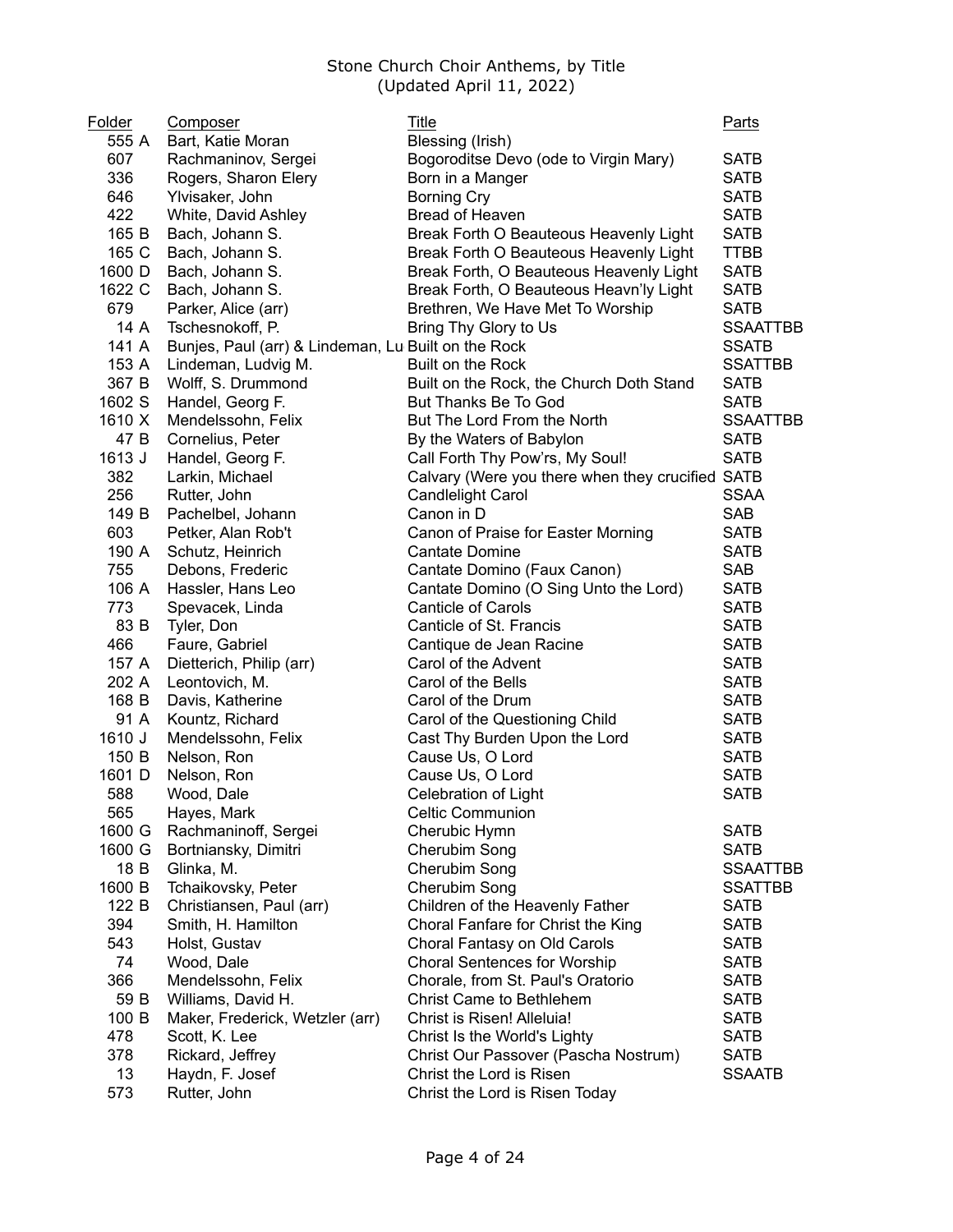# Stone Church Choir Anthems, by Title
(Updated April 11, 2022)

| Folder | Composer | Title | Parts |
|---|---|---|---|
| 555 A | Bart, Katie Moran | Blessing (Irish) | |
| 607 | Rachmaninov, Sergei | Bogoroditse Devo (ode to Virgin Mary) | SATB |
| 336 | Rogers, Sharon Elery | Born in a Manger | SATB |
| 646 | Ylvisaker, John | Borning Cry | SATB |
| 422 | White, David Ashley | Bread of Heaven | SATB |
| 165 B | Bach, Johann S. | Break Forth O Beauteous Heavenly Light | SATB |
| 165 C | Bach, Johann S. | Break Forth O Beauteous Heavenly Light | TTBB |
| 1600 D | Bach, Johann S. | Break Forth, O Beauteous Heavenly Light | SATB |
| 1622 C | Bach, Johann S. | Break Forth, O Beauteous Heavn'ly Light | SATB |
| 679 | Parker, Alice (arr) | Brethren, We Have Met To Worship | SATB |
| 14 A | Tschesnokoff, P. | Bring Thy Glory to Us | SSAATTBB |
| 141 A | Bunjes, Paul (arr) & Lindeman, Lu | Built on the Rock | SSATB |
| 153 A | Lindeman, Ludvig M. | Built on the Rock | SSATTBB |
| 367 B | Wolff, S. Drummond | Built on the Rock, the Church Doth Stand | SATB |
| 1602 S | Handel, Georg F. | But Thanks Be To God | SATB |
| 1610 X | Mendelssohn, Felix | But The Lord From the North | SSAATTBB |
| 47 B | Cornelius, Peter | By the Waters of Babylon | SATB |
| 1613 J | Handel, Georg F. | Call Forth Thy Pow'rs, My Soul! | SATB |
| 382 | Larkin, Michael | Calvary (Were you there when they crucified | SATB |
| 256 | Rutter, John | Candlelight Carol | SSAA |
| 149 B | Pachelbel, Johann | Canon in D | SAB |
| 603 | Petker, Alan Rob't | Canon of Praise for Easter Morning | SATB |
| 190 A | Schutz, Heinrich | Cantate Domine | SATB |
| 755 | Debons, Frederic | Cantate Domino (Faux Canon) | SAB |
| 106 A | Hassler, Hans Leo | Cantate Domino (O Sing Unto the Lord) | SATB |
| 773 | Spevacek, Linda | Canticle of Carols | SATB |
| 83 B | Tyler, Don | Canticle of St. Francis | SATB |
| 466 | Faure, Gabriel | Cantique de Jean Racine | SATB |
| 157 A | Dietterich, Philip (arr) | Carol of the Advent | SATB |
| 202 A | Leontovich, M. | Carol of the Bells | SATB |
| 168 B | Davis, Katherine | Carol of the Drum | SATB |
| 91 A | Kountz, Richard | Carol of the Questioning Child | SATB |
| 1610 J | Mendelssohn, Felix | Cast Thy Burden Upon the Lord | SATB |
| 150 B | Nelson, Ron | Cause Us, O Lord | SATB |
| 1601 D | Nelson, Ron | Cause Us, O Lord | SATB |
| 588 | Wood, Dale | Celebration of Light | SATB |
| 565 | Hayes, Mark | Celtic Communion | |
| 1600 G | Rachmaninoff, Sergei | Cherubic Hymn | SATB |
| 1600 G | Bortniansky, Dimitri | Cherubim Song | SATB |
| 18 B | Glinka, M. | Cherubim Song | SSAATTBB |
| 1600 B | Tchaikovsky, Peter | Cherubim Song | SSATTBB |
| 122 B | Christiansen, Paul (arr) | Children of the Heavenly Father | SATB |
| 394 | Smith, H. Hamilton | Choral Fanfare for Christ the King | SATB |
| 543 | Holst, Gustav | Choral Fantasy on Old Carols | SATB |
| 74 | Wood, Dale | Choral Sentences for Worship | SATB |
| 366 | Mendelssohn, Felix | Chorale, from St. Paul's Oratorio | SATB |
| 59 B | Williams, David H. | Christ Came to Bethlehem | SATB |
| 100 B | Maker, Frederick, Wetzler (arr) | Christ is Risen! Alleluia! | SATB |
| 478 | Scott, K. Lee | Christ Is the World's Lighty | SATB |
| 378 | Rickard, Jeffrey | Christ Our Passover (Pascha Nostrum) | SATB |
| 13 | Haydn, F. Josef | Christ the Lord is Risen | SSAATB |
| 573 | Rutter, John | Christ the Lord is Risen Today | |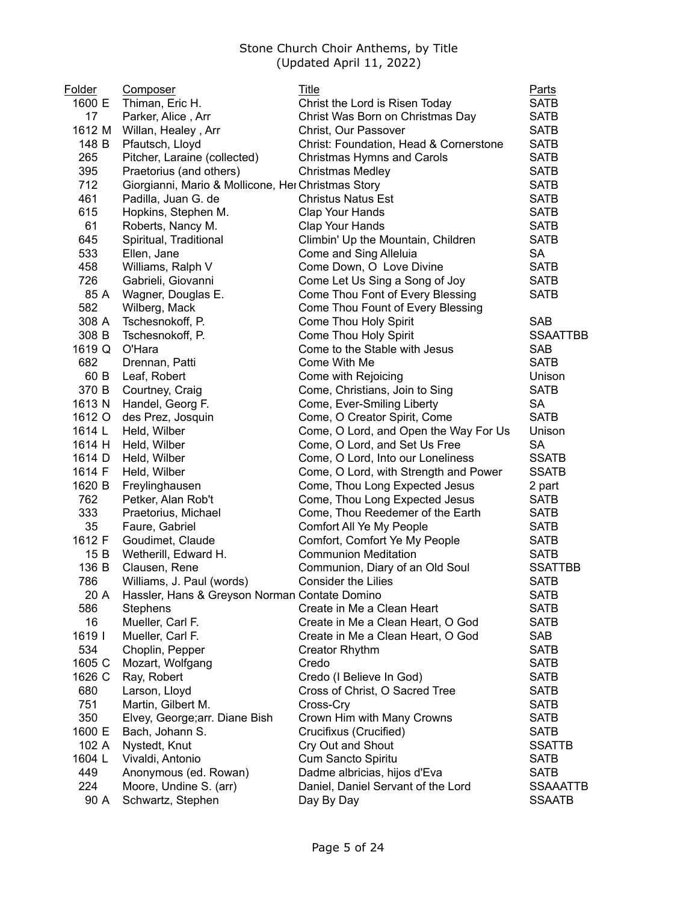Stone Church Choir Anthems, by Title
(Updated April 11, 2022)

| Folder | Composer | Title | Parts |
|---|---|---|---|
| 1600 E | Thiman, Eric H. | Christ the Lord is Risen Today | SATB |
| 17 | Parker, Alice , Arr | Christ Was Born on Christmas Day | SATB |
| 1612 M | Willan, Healey , Arr | Christ, Our Passover | SATB |
| 148 B | Pfautsch, Lloyd | Christ: Foundation, Head & Cornerstone | SATB |
| 265 | Pitcher, Laraine (collected) | Christmas Hymns and Carols | SATB |
| 395 | Praetorius (and others) | Christmas Medley | SATB |
| 712 | Giorgianni, Mario & Mollicone, Her | Christmas Story | SATB |
| 461 | Padilla, Juan G. de | Christus Natus Est | SATB |
| 615 | Hopkins, Stephen M. | Clap Your Hands | SATB |
| 61 | Roberts, Nancy M. | Clap Your Hands | SATB |
| 645 | Spiritual, Traditional | Climbin' Up the Mountain, Children | SATB |
| 533 | Ellen, Jane | Come and Sing Alleluia | SA |
| 458 | Williams, Ralph V | Come Down, O Love Divine | SATB |
| 726 | Gabrieli, Giovanni | Come Let Us Sing a Song of Joy | SATB |
| 85 A | Wagner, Douglas E. | Come Thou Font of Every Blessing | SATB |
| 582 | Wilberg, Mack | Come Thou Fount of Every Blessing | |
| 308 A | Tschesnokoff, P. | Come Thou Holy Spirit | SAB |
| 308 B | Tschesnokoff, P. | Come Thou Holy Spirit | SSAATTBB |
| 1619 Q | O'Hara | Come to the Stable with Jesus | SAB |
| 682 | Drennan, Patti | Come With Me | SATB |
| 60 B | Leaf, Robert | Come with Rejoicing | Unison |
| 370 B | Courtney, Craig | Come, Christians, Join to Sing | SATB |
| 1613 N | Handel, Georg F. | Come, Ever-Smiling Liberty | SA |
| 1612 O | des Prez, Josquin | Come, O Creator Spirit, Come | SATB |
| 1614 L | Held, Wilber | Come, O Lord, and Open the Way For Us | Unison |
| 1614 H | Held, Wilber | Come, O Lord, and Set Us Free | SA |
| 1614 D | Held, Wilber | Come, O Lord, Into our Loneliness | SSATB |
| 1614 F | Held, Wilber | Come, O Lord, with Strength and Power | SSATB |
| 1620 B | Freylinghausen | Come, Thou Long Expected Jesus | 2 part |
| 762 | Petker, Alan Rob't | Come, Thou Long Expected Jesus | SATB |
| 333 | Praetorius, Michael | Come, Thou Reedemer of the Earth | SATB |
| 35 | Faure, Gabriel | Comfort All Ye My People | SATB |
| 1612 F | Goudimet, Claude | Comfort, Comfort Ye My People | SATB |
| 15 B | Wetherill, Edward H. | Communion Meditation | SATB |
| 136 B | Clausen, Rene | Communion, Diary of an Old Soul | SSATTBB |
| 786 | Williams, J. Paul (words) | Consider the Lilies | SATB |
| 20 A | Hassler, Hans & Greyson Norman | Contate Domino | SATB |
| 586 | Stephens | Create in Me a Clean Heart | SATB |
| 16 | Mueller, Carl F. | Create in Me a Clean Heart, O God | SATB |
| 1619 I | Mueller, Carl F. | Create in Me a Clean Heart, O God | SAB |
| 534 | Choplin, Pepper | Creator Rhythm | SATB |
| 1605 C | Mozart, Wolfgang | Credo | SATB |
| 1626 C | Ray, Robert | Credo (I Believe In God) | SATB |
| 680 | Larson, Lloyd | Cross of Christ, O Sacred Tree | SATB |
| 751 | Martin, Gilbert M. | Cross-Cry | SATB |
| 350 | Elvey, George;arr. Diane Bish | Crown Him with Many Crowns | SATB |
| 1600 E | Bach, Johann S. | Crucifixus (Crucified) | SATB |
| 102 A | Nystedt, Knut | Cry Out and Shout | SSATTB |
| 1604 L | Vivaldi, Antonio | Cum Sancto Spiritu | SATB |
| 449 | Anonymous (ed. Rowan) | Dadme albricias, hijos d'Eva | SATB |
| 224 | Moore, Undine S. (arr) | Daniel, Daniel Servant of the Lord | SSAAATTB |
| 90 A | Schwartz, Stephen | Day By Day | SSAATB |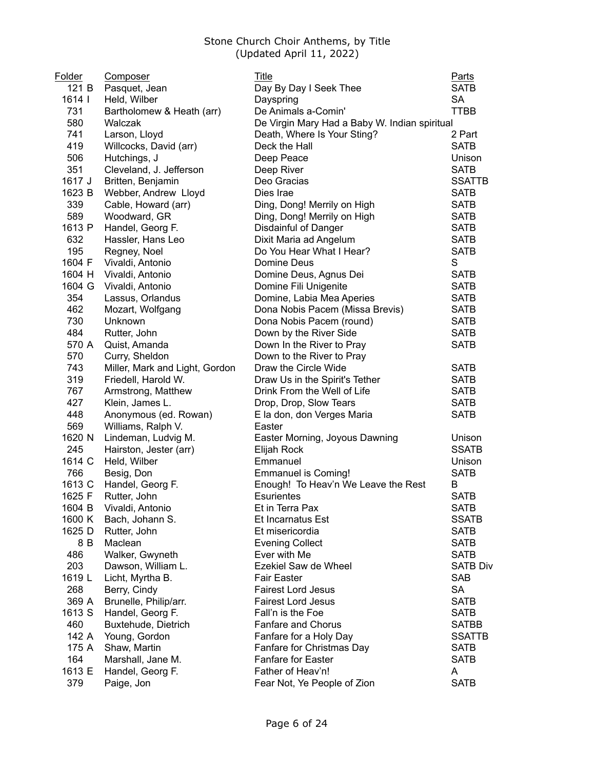Stone Church Choir Anthems, by Title
(Updated April 11, 2022)

| Folder | Composer | Title | Parts |
|---|---|---|---|
| 121 B | Pasquet, Jean | Day By Day I Seek Thee | SATB |
| 1614 I | Held, Wilber | Dayspring | SA |
| 731 | Bartholomew & Heath (arr) | De Animals a-Comin' | TTBB |
| 580 | Walczak | De Virgin Mary Had a Baby W. Indian spiritual | |
| 741 | Larson, Lloyd | Death, Where Is Your Sting? | 2 Part |
| 419 | Willcocks, David (arr) | Deck the Hall | SATB |
| 506 | Hutchings, J | Deep Peace | Unison |
| 351 | Cleveland, J. Jefferson | Deep River | SATB |
| 1617 J | Britten, Benjamin | Deo Gracias | SSATTB |
| 1623 B | Webber, Andrew Lloyd | Dies Irae | SATB |
| 339 | Cable, Howard (arr) | Ding, Dong! Merrily on High | SATB |
| 589 | Woodward, GR | Ding, Dong! Merrily on High | SATB |
| 1613 P | Handel, Georg F. | Disdainful of Danger | SATB |
| 632 | Hassler, Hans Leo | Dixit Maria ad Angelum | SATB |
| 195 | Regney, Noel | Do You Hear What I Hear? | SATB |
| 1604 F | Vivaldi, Antonio | Domine Deus | S |
| 1604 H | Vivaldi, Antonio | Domine Deus, Agnus Dei | SATB |
| 1604 G | Vivaldi, Antonio | Domine Fili Unigenite | SATB |
| 354 | Lassus, Orlandus | Domine, Labia Mea Aperies | SATB |
| 462 | Mozart, Wolfgang | Dona Nobis Pacem (Missa Brevis) | SATB |
| 730 | Unknown | Dona Nobis Pacem (round) | SATB |
| 484 | Rutter, John | Down by the River Side | SATB |
| 570 A | Quist, Amanda | Down In the River to Pray | SATB |
| 570 | Curry, Sheldon | Down to the River to Pray | |
| 743 | Miller, Mark and Light, Gordon | Draw the Circle Wide | SATB |
| 319 | Friedell, Harold W. | Draw Us in the Spirit's Tether | SATB |
| 767 | Armstrong, Matthew | Drink From the Well of Life | SATB |
| 427 | Klein, James L. | Drop, Drop, Slow Tears | SATB |
| 448 | Anonymous (ed. Rowan) | E la don, don Verges Maria | SATB |
| 569 | Williams, Ralph V. | Easter | |
| 1620 N | Lindeman, Ludvig M. | Easter Morning, Joyous Dawning | Unison |
| 245 | Hairston, Jester (arr) | Elijah Rock | SSATB |
| 1614 C | Held, Wilber | Emmanuel | Unison |
| 766 | Besig, Don | Emmanuel is Coming! | SATB |
| 1613 C | Handel, Georg F. | Enough! To Heav'n We Leave the Rest | B |
| 1625 F | Rutter, John | Esurientes | SATB |
| 1604 B | Vivaldi, Antonio | Et in Terra Pax | SATB |
| 1600 K | Bach, Johann S. | Et Incarnatus Est | SSATB |
| 1625 D | Rutter, John | Et misericordia | SATB |
| 8 B | Maclean | Evening Collect | SATB |
| 486 | Walker, Gwyneth | Ever with Me | SATB |
| 203 | Dawson, William L. | Ezekiel Saw de Wheel | SATB Div |
| 1619 L | Licht, Myrtha B. | Fair Easter | SAB |
| 268 | Berry, Cindy | Fairest Lord Jesus | SA |
| 369 A | Brunelle, Philip/arr. | Fairest Lord Jesus | SATB |
| 1613 S | Handel, Georg F. | Fall'n is the Foe | SATB |
| 460 | Buxtehude, Dietrich | Fanfare and Chorus | SATBB |
| 142 A | Young, Gordon | Fanfare for a Holy Day | SSATTB |
| 175 A | Shaw, Martin | Fanfare for Christmas Day | SATB |
| 164 | Marshall, Jane M. | Fanfare for Easter | SATB |
| 1613 E | Handel, Georg F. | Father of Heav'n! | A |
| 379 | Paige, Jon | Fear Not, Ye People of Zion | SATB |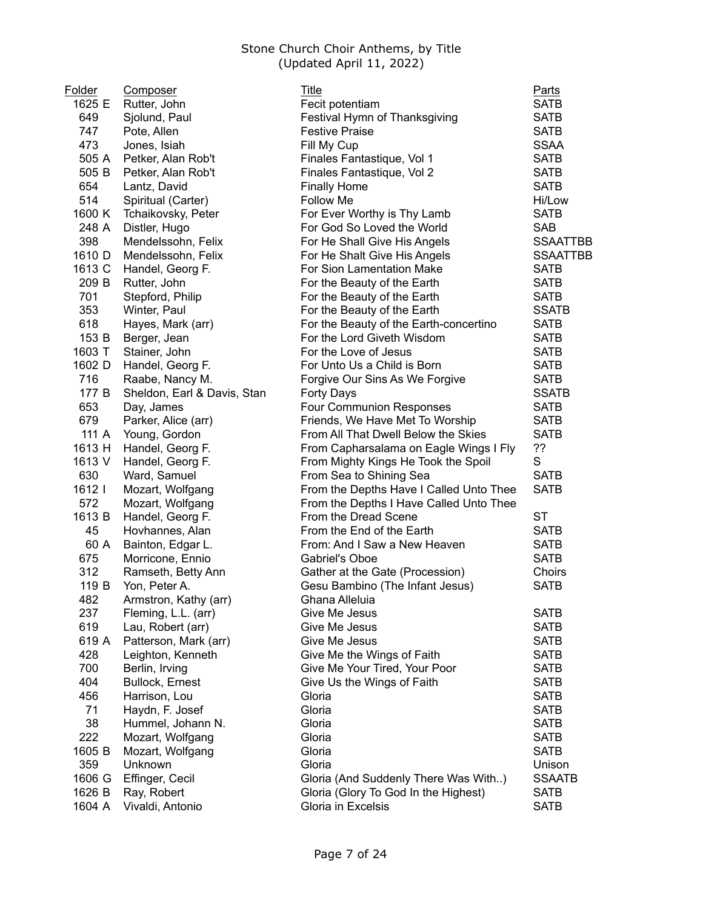Stone Church Choir Anthems, by Title
(Updated April 11, 2022)

| Folder | Composer | Title | Parts |
|---|---|---|---|
| 1625 E | Rutter, John | Fecit potentiam | SATB |
| 649 | Sjolund, Paul | Festival Hymn of Thanksgiving | SATB |
| 747 | Pote, Allen | Festive Praise | SATB |
| 473 | Jones, Isiah | Fill My Cup | SSAA |
| 505 A | Petker, Alan Rob't | Finales Fantastique, Vol 1 | SATB |
| 505 B | Petker, Alan Rob't | Finales Fantastique, Vol 2 | SATB |
| 654 | Lantz, David | Finally Home | SATB |
| 514 | Spiritual (Carter) | Follow Me | Hi/Low |
| 1600 K | Tchaikovsky, Peter | For Ever Worthy is Thy Lamb | SATB |
| 248 A | Distler, Hugo | For God So Loved the World | SAB |
| 398 | Mendelssohn, Felix | For He Shall Give His Angels | SSAATTBB |
| 1610 D | Mendelssohn, Felix | For He Shalt Give His Angels | SSAATTBB |
| 1613 C | Handel, Georg F. | For Sion Lamentation Make | SATB |
| 209 B | Rutter, John | For the Beauty of the Earth | SATB |
| 701 | Stepford, Philip | For the Beauty of the Earth | SATB |
| 353 | Winter, Paul | For the Beauty of the Earth | SSATB |
| 618 | Hayes, Mark (arr) | For the Beauty of the Earth-concertino | SATB |
| 153 B | Berger, Jean | For the Lord Giveth Wisdom | SATB |
| 1603 T | Stainer, John | For the Love of Jesus | SATB |
| 1602 D | Handel, Georg F. | For Unto Us a Child is Born | SATB |
| 716 | Raabe, Nancy M. | Forgive Our Sins As We Forgive | SATB |
| 177 B | Sheldon, Earl & Davis, Stan | Forty Days | SSATB |
| 653 | Day, James | Four Communion Responses | SATB |
| 679 | Parker, Alice (arr) | Friends, We Have Met To Worship | SATB |
| 111 A | Young, Gordon | From All That Dwell Below the Skies | SATB |
| 1613 H | Handel, Georg F. | From Capharsalama on Eagle Wings I Fly | ?? |
| 1613 V | Handel, Georg F. | From Mighty Kings He Took the Spoil | S |
| 630 | Ward, Samuel | From Sea to Shining Sea | SATB |
| 1612 I | Mozart, Wolfgang | From the Depths Have I Called Unto Thee | SATB |
| 572 | Mozart, Wolfgang | From the Depths I Have Called Unto Thee | |
| 1613 B | Handel, Georg F. | From the Dread Scene | ST |
| 45 | Hovhannes, Alan | From the End of the Earth | SATB |
| 60 A | Bainton, Edgar L. | From: And I Saw a New Heaven | SATB |
| 675 | Morricone, Ennio | Gabriel's Oboe | SATB |
| 312 | Ramseth, Betty Ann | Gather at the Gate (Procession) | Choirs |
| 119 B | Yon, Peter A. | Gesu Bambino (The Infant Jesus) | SATB |
| 482 | Armstron, Kathy (arr) | Ghana Alleluia | |
| 237 | Fleming, L.L. (arr) | Give Me Jesus | SATB |
| 619 | Lau, Robert (arr) | Give Me Jesus | SATB |
| 619 A | Patterson, Mark (arr) | Give Me Jesus | SATB |
| 428 | Leighton, Kenneth | Give Me the Wings of Faith | SATB |
| 700 | Berlin, Irving | Give Me Your Tired, Your Poor | SATB |
| 404 | Bullock, Ernest | Give Us the Wings of Faith | SATB |
| 456 | Harrison, Lou | Gloria | SATB |
| 71 | Haydn, F. Josef | Gloria | SATB |
| 38 | Hummel, Johann N. | Gloria | SATB |
| 222 | Mozart, Wolfgang | Gloria | SATB |
| 1605 B | Mozart, Wolfgang | Gloria | SATB |
| 359 | Unknown | Gloria | Unison |
| 1606 G | Effinger, Cecil | Gloria (And Suddenly There Was With..) | SSAATB |
| 1626 B | Ray, Robert | Gloria (Glory To God In the Highest) | SATB |
| 1604 A | Vivaldi, Antonio | Gloria in Excelsis | SATB |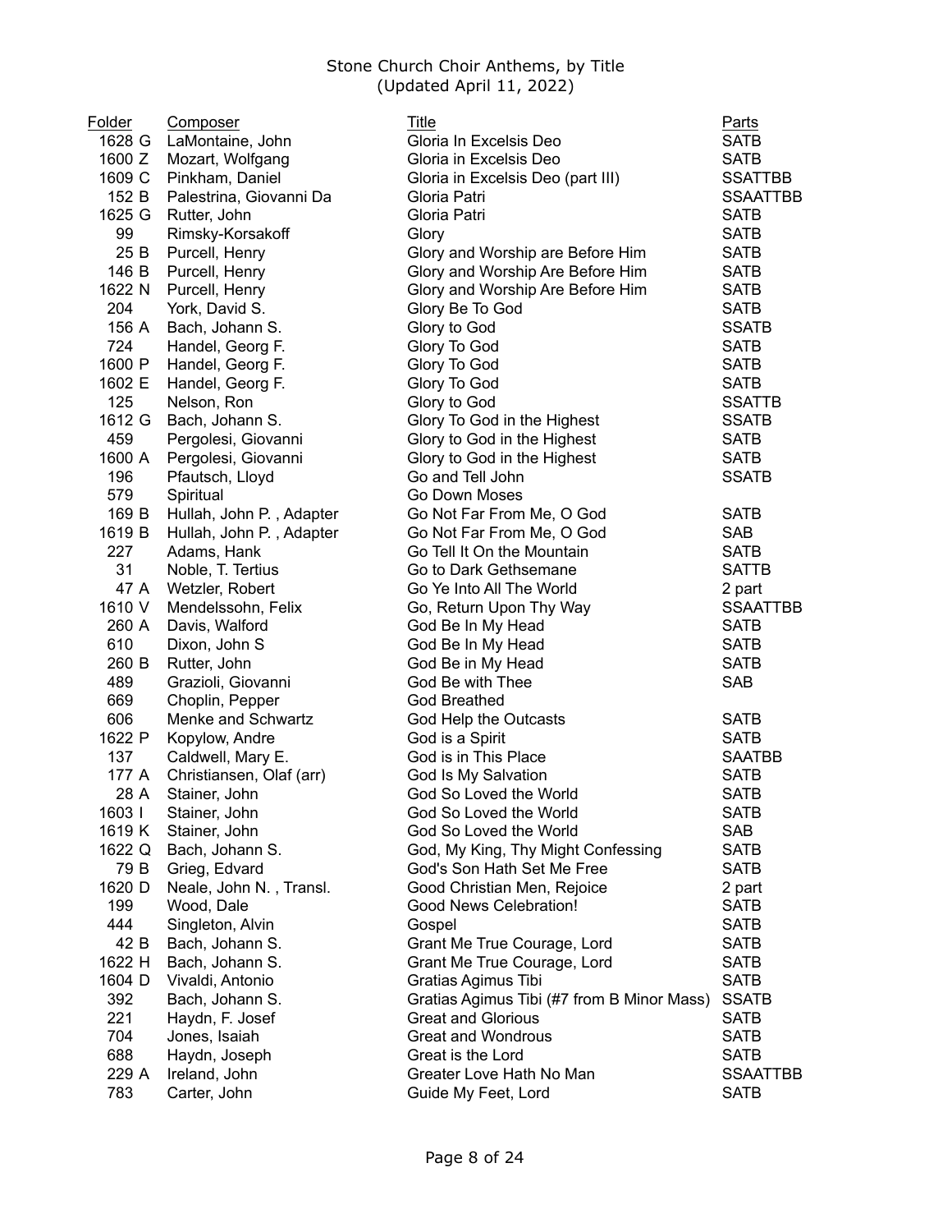Stone Church Choir Anthems, by Title
(Updated April 11, 2022)

| Folder | Composer | Title | Parts |
|---|---|---|---|
| 1628 G | LaMontaine, John | Gloria In Excelsis Deo | SATB |
| 1600 Z | Mozart, Wolfgang | Gloria in Excelsis Deo | SATB |
| 1609 C | Pinkham, Daniel | Gloria in Excelsis Deo (part III) | SSATTBB |
| 152 B | Palestrina, Giovanni Da | Gloria Patri | SSAATTBB |
| 1625 G | Rutter, John | Gloria Patri | SATB |
| 99 | Rimsky-Korsakoff | Glory | SATB |
| 25 B | Purcell, Henry | Glory and Worship are Before Him | SATB |
| 146 B | Purcell, Henry | Glory and Worship Are Before Him | SATB |
| 1622 N | Purcell, Henry | Glory and Worship Are Before Him | SATB |
| 204 | York, David S. | Glory Be To God | SATB |
| 156 A | Bach, Johann S. | Glory to God | SSATB |
| 724 | Handel, Georg F. | Glory To God | SATB |
| 1600 P | Handel, Georg F. | Glory To God | SATB |
| 1602 E | Handel, Georg F. | Glory To God | SATB |
| 125 | Nelson, Ron | Glory to God | SSATTB |
| 1612 G | Bach, Johann S. | Glory To God in the Highest | SSATB |
| 459 | Pergolesi, Giovanni | Glory to God in the Highest | SATB |
| 1600 A | Pergolesi, Giovanni | Glory to God in the Highest | SATB |
| 196 | Pfautsch, Lloyd | Go and Tell John | SSATB |
| 579 | Spiritual | Go Down Moses | |
| 169 B | Hullah, John P. , Adapter | Go Not Far From Me, O God | SATB |
| 1619 B | Hullah, John P. , Adapter | Go Not Far From Me, O God | SAB |
| 227 | Adams, Hank | Go Tell It On the Mountain | SATB |
| 31 | Noble, T. Tertius | Go to Dark Gethsemane | SATTB |
| 47 A | Wetzler, Robert | Go Ye Into All The World | 2 part |
| 1610 V | Mendelssohn, Felix | Go, Return Upon Thy Way | SSAATTBB |
| 260 A | Davis, Walford | God Be In My Head | SATB |
| 610 | Dixon, John S | God Be In My Head | SATB |
| 260 B | Rutter, John | God Be in My Head | SATB |
| 489 | Grazioli, Giovanni | God Be with Thee | SAB |
| 669 | Choplin, Pepper | God Breathed | |
| 606 | Menke and Schwartz | God Help the Outcasts | SATB |
| 1622 P | Kopylow, Andre | God is a Spirit | SATB |
| 137 | Caldwell, Mary E. | God is in This Place | SAATBB |
| 177 A | Christiansen, Olaf (arr) | God Is My Salvation | SATB |
| 28 A | Stainer, John | God So Loved the World | SATB |
| 1603 I | Stainer, John | God So Loved the World | SATB |
| 1619 K | Stainer, John | God So Loved the World | SAB |
| 1622 Q | Bach, Johann S. | God, My King, Thy Might Confessing | SATB |
| 79 B | Grieg, Edvard | God's Son Hath Set Me Free | SATB |
| 1620 D | Neale, John N. , Transl. | Good Christian Men, Rejoice | 2 part |
| 199 | Wood, Dale | Good News Celebration! | SATB |
| 444 | Singleton, Alvin | Gospel | SATB |
| 42 B | Bach, Johann S. | Grant Me True Courage, Lord | SATB |
| 1622 H | Bach, Johann S. | Grant Me True Courage, Lord | SATB |
| 1604 D | Vivaldi, Antonio | Gratias Agimus Tibi | SATB |
| 392 | Bach, Johann S. | Gratias Agimus Tibi (#7 from B Minor Mass) | SSATB |
| 221 | Haydn, F. Josef | Great and Glorious | SATB |
| 704 | Jones, Isaiah | Great and Wondrous | SATB |
| 688 | Haydn, Joseph | Great is the Lord | SATB |
| 229 A | Ireland, John | Greater Love Hath No Man | SSAATTBB |
| 783 | Carter, John | Guide My Feet, Lord | SATB |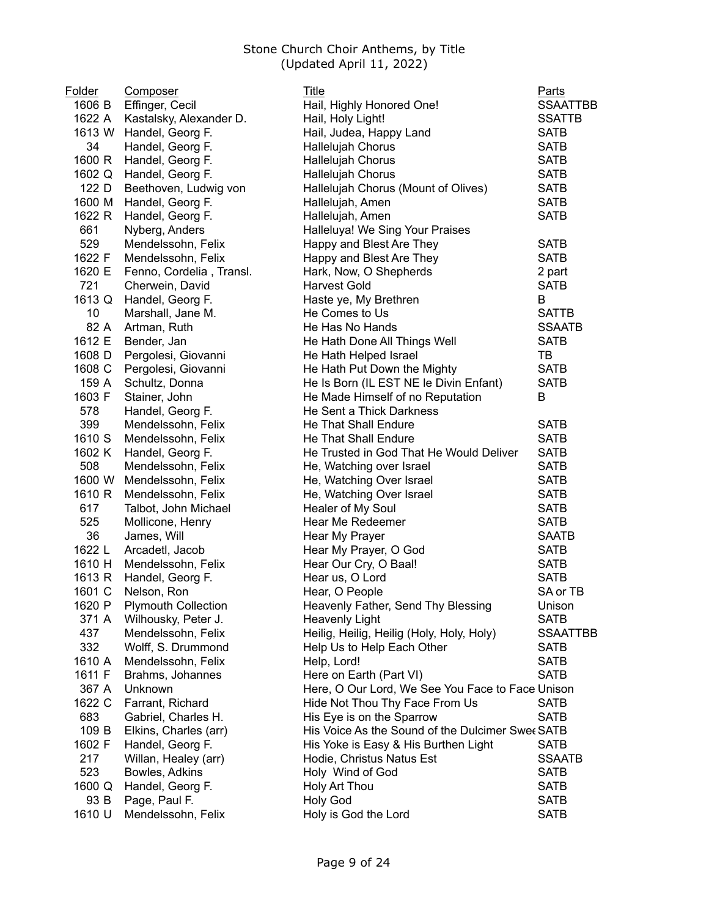# Stone Church Choir Anthems, by Title
(Updated April 11, 2022)

| Folder | Composer | Title | Parts |
|---|---|---|---|
| 1606 B | Effinger, Cecil | Hail, Highly Honored One! | SSAATTBB |
| 1622 A | Kastalsky, Alexander D. | Hail, Holy Light! | SSATTB |
| 1613 W | Handel, Georg F. | Hail, Judea, Happy Land | SATB |
| 34 | Handel, Georg F. | Hallelujah Chorus | SATB |
| 1600 R | Handel, Georg F. | Hallelujah Chorus | SATB |
| 1602 Q | Handel, Georg F. | Hallelujah Chorus | SATB |
| 122 D | Beethoven, Ludwig von | Hallelujah Chorus (Mount of Olives) | SATB |
| 1600 M | Handel, Georg F. | Hallelujah, Amen | SATB |
| 1622 R | Handel, Georg F. | Hallelujah, Amen | SATB |
| 661 | Nyberg, Anders | Halleluya! We Sing Your Praises | |
| 529 | Mendelssohn, Felix | Happy and Blest Are They | SATB |
| 1622 F | Mendelssohn, Felix | Happy and Blest Are They | SATB |
| 1620 E | Fenno, Cordelia , Transl. | Hark, Now, O Shepherds | 2 part |
| 721 | Cherwein, David | Harvest Gold | SATB |
| 1613 Q | Handel, Georg F. | Haste ye, My Brethren | B |
| 10 | Marshall, Jane M. | He Comes to Us | SATTB |
| 82 A | Artman, Ruth | He Has No Hands | SSAATB |
| 1612 E | Bender, Jan | He Hath Done All Things Well | SATB |
| 1608 D | Pergolesi, Giovanni | He Hath Helped Israel | TB |
| 1608 C | Pergolesi, Giovanni | He Hath Put Down the Mighty | SATB |
| 159 A | Schultz, Donna | He Is Born (IL EST NE le Divin Enfant) | SATB |
| 1603 F | Stainer, John | He Made Himself of no Reputation | B |
| 578 | Handel, Georg F. | He Sent a Thick Darkness | |
| 399 | Mendelssohn, Felix | He That Shall Endure | SATB |
| 1610 S | Mendelssohn, Felix | He That Shall Endure | SATB |
| 1602 K | Handel, Georg F. | He Trusted in God That He Would Deliver | SATB |
| 508 | Mendelssohn, Felix | He, Watching over Israel | SATB |
| 1600 W | Mendelssohn, Felix | He, Watching Over Israel | SATB |
| 1610 R | Mendelssohn, Felix | He, Watching Over Israel | SATB |
| 617 | Talbot, John Michael | Healer of My Soul | SATB |
| 525 | Mollicone, Henry | Hear Me Redeemer | SATB |
| 36 | James, Will | Hear My Prayer | SAATB |
| 1622 L | Arcadetl, Jacob | Hear My Prayer, O God | SATB |
| 1610 H | Mendelssohn, Felix | Hear Our Cry, O Baal! | SATB |
| 1613 R | Handel, Georg F. | Hear us, O Lord | SATB |
| 1601 C | Nelson, Ron | Hear, O People | SA or TB |
| 1620 P | Plymouth Collection | Heavenly Father, Send Thy Blessing | Unison |
| 371 A | Wilhousky, Peter J. | Heavenly Light | SATB |
| 437 | Mendelssohn, Felix | Heilig, Heilig, Heilig (Holy, Holy, Holy) | SSAATTBB |
| 332 | Wolff, S. Drummond | Help Us to Help Each Other | SATB |
| 1610 A | Mendelssohn, Felix | Help, Lord! | SATB |
| 1611 F | Brahms, Johannes | Here on Earth (Part VI) | SATB |
| 367 A | Unknown | Here, O Our Lord, We See You Face to Face | Unison |
| 1622 C | Farrant, Richard | Hide Not Thou Thy Face From Us | SATB |
| 683 | Gabriel, Charles H. | His Eye is on the Sparrow | SATB |
| 109 B | Elkins, Charles (arr) | His Voice As the Sound of the Dulcimer Swee | SATB |
| 1602 F | Handel, Georg F. | His Yoke is Easy & His Burthen Light | SATB |
| 217 | Willan, Healey (arr) | Hodie, Christus Natus Est | SSAATB |
| 523 | Bowles, Adkins | Holy Wind of God | SATB |
| 1600 Q | Handel, Georg F. | Holy Art Thou | SATB |
| 93 B | Page, Paul F. | Holy God | SATB |
| 1610 U | Mendelssohn, Felix | Holy is God the Lord | SATB |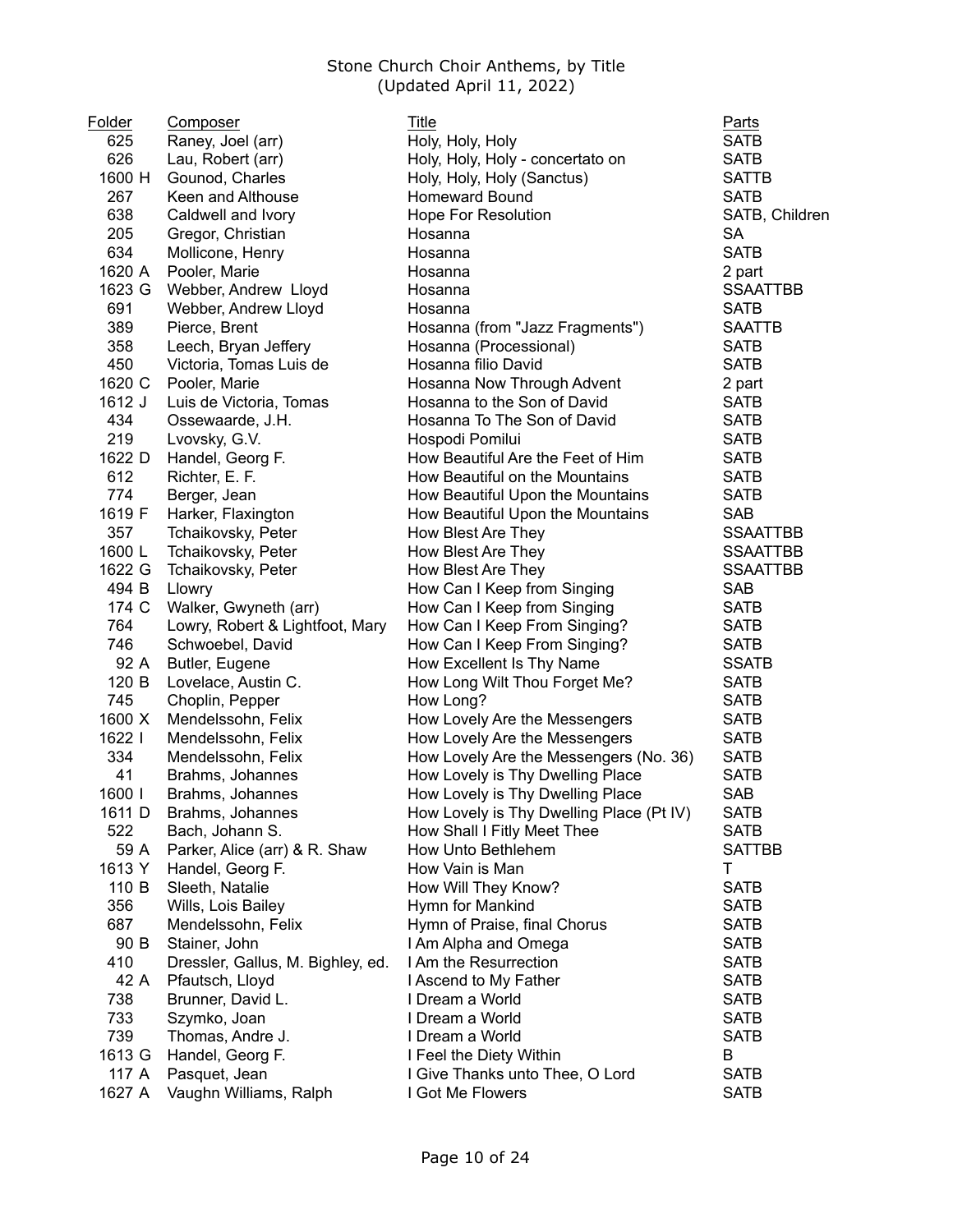# Stone Church Choir Anthems, by Title
(Updated April 11, 2022)

| Folder | Composer | Title | Parts |
|---|---|---|---|
| 625 | Raney, Joel (arr) | Holy, Holy, Holy | SATB |
| 626 | Lau, Robert (arr) | Holy, Holy, Holy - concertato on | SATB |
| 1600 H | Gounod, Charles | Holy, Holy, Holy (Sanctus) | SATTB |
| 267 | Keen and Althouse | Homeward Bound | SATB |
| 638 | Caldwell and Ivory | Hope For Resolution | SATB, Children |
| 205 | Gregor, Christian | Hosanna | SA |
| 634 | Mollicone, Henry | Hosanna | SATB |
| 1620 A | Pooler, Marie | Hosanna | 2 part |
| 1623 G | Webber, Andrew Lloyd | Hosanna | SSAATTBB |
| 691 | Webber, Andrew Lloyd | Hosanna | SATB |
| 389 | Pierce, Brent | Hosanna (from "Jazz Fragments") | SAATTB |
| 358 | Leech, Bryan Jeffery | Hosanna (Processional) | SATB |
| 450 | Victoria, Tomas Luis de | Hosanna filio David | SATB |
| 1620 C | Pooler, Marie | Hosanna Now Through Advent | 2 part |
| 1612 J | Luis de Victoria, Tomas | Hosanna to the Son of David | SATB |
| 434 | Ossewaarde, J.H. | Hosanna To The Son of David | SATB |
| 219 | Lvovsky, G.V. | Hospodi Pomilui | SATB |
| 1622 D | Handel, Georg F. | How Beautiful Are the Feet of Him | SATB |
| 612 | Richter, E. F. | How Beautiful on the Mountains | SATB |
| 774 | Berger, Jean | How Beautiful Upon the Mountains | SATB |
| 1619 F | Harker, Flaxington | How Beautiful Upon the Mountains | SAB |
| 357 | Tchaikovsky, Peter | How Blest Are They | SSAATTBB |
| 1600 L | Tchaikovsky, Peter | How Blest Are They | SSAATTBB |
| 1622 G | Tchaikovsky, Peter | How Blest Are They | SSAATTBB |
| 494 B | Llowry | How Can I Keep from Singing | SAB |
| 174 C | Walker, Gwyneth (arr) | How Can I Keep from Singing | SATB |
| 764 | Lowry, Robert & Lightfoot, Mary | How Can I Keep From Singing? | SATB |
| 746 | Schwoebel, David | How Can I Keep From Singing? | SATB |
| 92 A | Butler, Eugene | How Excellent Is Thy Name | SSATB |
| 120 B | Lovelace, Austin C. | How Long Wilt Thou Forget Me? | SATB |
| 745 | Choplin, Pepper | How Long? | SATB |
| 1600 X | Mendelssohn, Felix | How Lovely Are the Messengers | SATB |
| 1622 I | Mendelssohn, Felix | How Lovely Are the Messengers | SATB |
| 334 | Mendelssohn, Felix | How Lovely Are the Messengers (No. 36) | SATB |
| 41 | Brahms, Johannes | How Lovely is Thy Dwelling Place | SATB |
| 1600 I | Brahms, Johannes | How Lovely is Thy Dwelling Place | SAB |
| 1611 D | Brahms, Johannes | How Lovely is Thy Dwelling Place (Pt IV) | SATB |
| 522 | Bach, Johann S. | How Shall I Fitly Meet Thee | SATB |
| 59 A | Parker, Alice (arr) & R. Shaw | How Unto Bethlehem | SATTBB |
| 1613 Y | Handel, Georg F. | How Vain is Man | T |
| 110 B | Sleeth, Natalie | How Will They Know? | SATB |
| 356 | Wills, Lois Bailey | Hymn for Mankind | SATB |
| 687 | Mendelssohn, Felix | Hymn of Praise, final Chorus | SATB |
| 90 B | Stainer, John | I Am Alpha and Omega | SATB |
| 410 | Dressler, Gallus, M. Bighley, ed. | I Am the Resurrection | SATB |
| 42 A | Pfautsch, Lloyd | I Ascend to My Father | SATB |
| 738 | Brunner, David L. | I Dream a World | SATB |
| 733 | Szymko, Joan | I Dream a World | SATB |
| 739 | Thomas, Andre J. | I Dream a World | SATB |
| 1613 G | Handel, Georg F. | I Feel the Diety Within | B |
| 117 A | Pasquet, Jean | I Give Thanks unto Thee, O Lord | SATB |
| 1627 A | Vaughn Williams, Ralph | I Got Me Flowers | SATB |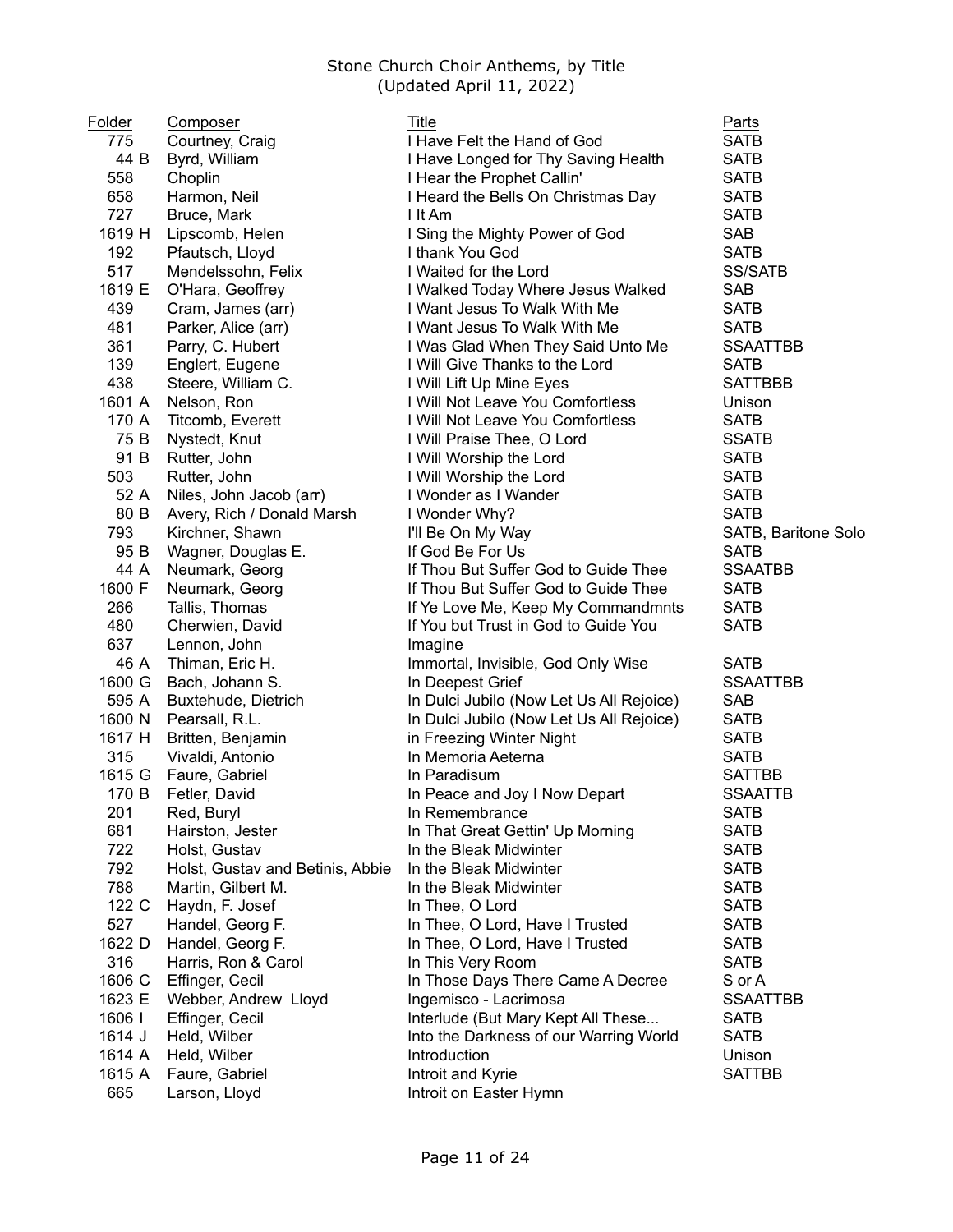Stone Church Choir Anthems, by Title
(Updated April 11, 2022)

| Folder | Composer | Title | Parts |
|---|---|---|---|
| 775 | Courtney, Craig | I Have Felt the Hand of God | SATB |
| 44 B | Byrd, William | I Have Longed for Thy Saving Health | SATB |
| 558 | Choplin | I Hear the Prophet Callin' | SATB |
| 658 | Harmon, Neil | I Heard the Bells On Christmas Day | SATB |
| 727 | Bruce, Mark | I It Am | SATB |
| 1619 H | Lipscomb, Helen | I Sing the Mighty Power of God | SAB |
| 192 | Pfautsch, Lloyd | I thank You God | SATB |
| 517 | Mendelssohn, Felix | I Waited for the Lord | SS/SATB |
| 1619 E | O'Hara, Geoffrey | I Walked Today Where Jesus Walked | SAB |
| 439 | Cram, James (arr) | I Want Jesus To Walk With Me | SATB |
| 481 | Parker, Alice (arr) | I Want Jesus To Walk With Me | SATB |
| 361 | Parry, C. Hubert | I Was Glad When They Said Unto Me | SSAATTBB |
| 139 | Englert, Eugene | I Will Give Thanks to the Lord | SATB |
| 438 | Steere, William C. | I Will Lift Up Mine Eyes | SATTBBB |
| 1601 A | Nelson, Ron | I Will Not Leave You Comfortless | Unison |
| 170 A | Titcomb, Everett | I Will Not Leave You Comfortless | SATB |
| 75 B | Nystedt, Knut | I Will Praise Thee, O Lord | SSATB |
| 91 B | Rutter, John | I Will Worship the Lord | SATB |
| 503 | Rutter, John | I Will Worship the Lord | SATB |
| 52 A | Niles, John Jacob (arr) | I Wonder as I Wander | SATB |
| 80 B | Avery, Rich / Donald Marsh | I Wonder Why? | SATB |
| 793 | Kirchner, Shawn | I'll Be On My Way | SATB, Baritone Solo |
| 95 B | Wagner, Douglas E. | If God Be For Us | SATB |
| 44 A | Neumark, Georg | If Thou But Suffer God to Guide Thee | SSAATBB |
| 1600 F | Neumark, Georg | If Thou But Suffer God to Guide Thee | SATB |
| 266 | Tallis, Thomas | If Ye Love Me, Keep My Commandmnts | SATB |
| 480 | Cherwien, David | If You but Trust in God to Guide You | SATB |
| 637 | Lennon, John | Imagine | |
| 46 A | Thiman, Eric H. | Immortal, Invisible, God Only Wise | SATB |
| 1600 G | Bach, Johann S. | In Deepest Grief | SSAATTBB |
| 595 A | Buxtehude, Dietrich | In Dulci Jubilo (Now Let Us All Rejoice) | SAB |
| 1600 N | Pearsall, R.L. | In Dulci Jubilo (Now Let Us All Rejoice) | SATB |
| 1617 H | Britten, Benjamin | in Freezing Winter Night | SATB |
| 315 | Vivaldi, Antonio | In Memoria Aeterna | SATB |
| 1615 G | Faure, Gabriel | In Paradisum | SATTBB |
| 170 B | Fetler, David | In Peace and Joy I Now Depart | SSAATTB |
| 201 | Red, Buryl | In Remembrance | SATB |
| 681 | Hairston, Jester | In That Great Gettin' Up Morning | SATB |
| 722 | Holst, Gustav | In the Bleak Midwinter | SATB |
| 792 | Holst, Gustav and Betinis, Abbie | In the Bleak Midwinter | SATB |
| 788 | Martin, Gilbert M. | In the Bleak Midwinter | SATB |
| 122 C | Haydn, F. Josef | In Thee, O Lord | SATB |
| 527 | Handel, Georg F. | In Thee, O Lord, Have I Trusted | SATB |
| 1622 D | Handel, Georg F. | In Thee, O Lord, Have I Trusted | SATB |
| 316 | Harris, Ron & Carol | In This Very Room | SATB |
| 1606 C | Effinger, Cecil | In Those Days There Came A Decree | S or A |
| 1623 E | Webber, Andrew Lloyd | Ingemisco - Lacrimosa | SSAATTBB |
| 1606 I | Effinger, Cecil | Interlude (But Mary Kept All These... | SATB |
| 1614 J | Held, Wilber | Into the Darkness of our Warring World | SATB |
| 1614 A | Held, Wilber | Introduction | Unison |
| 1615 A | Faure, Gabriel | Introit and Kyrie | SATTBB |
| 665 | Larson, Lloyd | Introit on Easter Hymn | |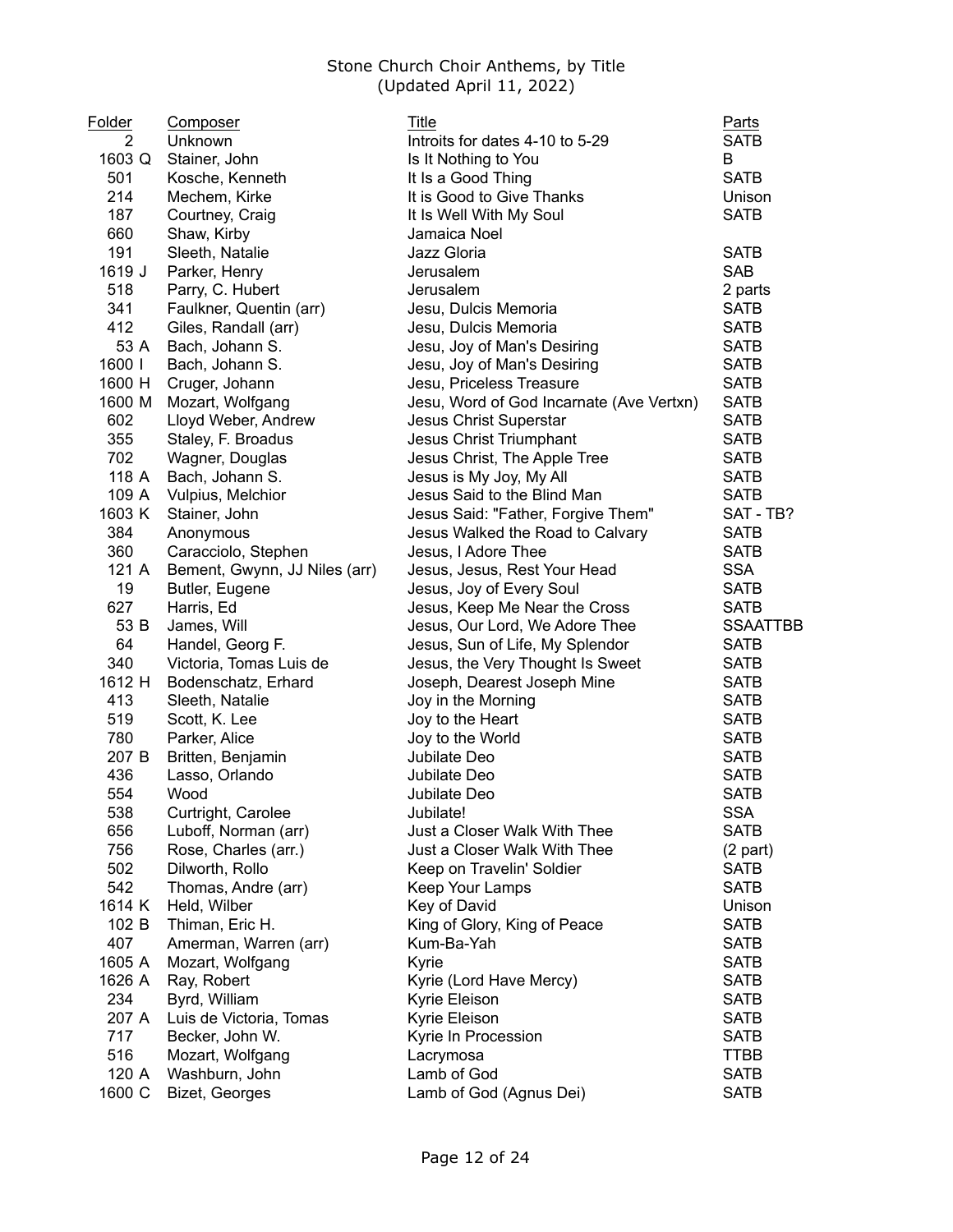# Stone Church Choir Anthems, by Title
(Updated April 11, 2022)

| Folder | Composer | Title | Parts |
|---|---|---|---|
| 2 | Unknown | Introits for dates 4-10 to 5-29 | SATB |
| 1603 Q | Stainer, John | Is It Nothing to You | B |
| 501 | Kosche, Kenneth | It Is a Good Thing | SATB |
| 214 | Mechem, Kirke | It is Good to Give Thanks | Unison |
| 187 | Courtney, Craig | It Is Well With My Soul | SATB |
| 660 | Shaw, Kirby | Jamaica Noel | |
| 191 | Sleeth, Natalie | Jazz Gloria | SATB |
| 1619 J | Parker, Henry | Jerusalem | SAB |
| 518 | Parry, C. Hubert | Jerusalem | 2 parts |
| 341 | Faulkner, Quentin (arr) | Jesu, Dulcis Memoria | SATB |
| 412 | Giles, Randall (arr) | Jesu, Dulcis Memoria | SATB |
| 53 A | Bach, Johann S. | Jesu, Joy of Man's Desiring | SATB |
| 1600 I | Bach, Johann S. | Jesu, Joy of Man's Desiring | SATB |
| 1600 H | Cruger, Johann | Jesu, Priceless Treasure | SATB |
| 1600 M | Mozart, Wolfgang | Jesu, Word of God Incarnate (Ave Vertxn) | SATB |
| 602 | Lloyd Weber, Andrew | Jesus Christ Superstar | SATB |
| 355 | Staley, F. Broadus | Jesus Christ Triumphant | SATB |
| 702 | Wagner, Douglas | Jesus Christ, The Apple Tree | SATB |
| 118 A | Bach, Johann S. | Jesus is My Joy, My All | SATB |
| 109 A | Vulpius, Melchior | Jesus Said to the Blind Man | SATB |
| 1603 K | Stainer, John | Jesus Said: "Father, Forgive Them" | SAT - TB? |
| 384 | Anonymous | Jesus Walked the Road to Calvary | SATB |
| 360 | Caracciolo, Stephen | Jesus, I Adore Thee | SATB |
| 121 A | Bement, Gwynn, JJ Niles (arr) | Jesus, Jesus, Rest Your Head | SSA |
| 19 | Butler, Eugene | Jesus, Joy of Every Soul | SATB |
| 627 | Harris, Ed | Jesus, Keep Me Near the Cross | SATB |
| 53 B | James, Will | Jesus, Our Lord, We Adore Thee | SSAATTBB |
| 64 | Handel, Georg F. | Jesus, Sun of Life, My Splendor | SATB |
| 340 | Victoria, Tomas Luis de | Jesus, the Very Thought Is Sweet | SATB |
| 1612 H | Bodenschatz, Erhard | Joseph, Dearest Joseph Mine | SATB |
| 413 | Sleeth, Natalie | Joy in the Morning | SATB |
| 519 | Scott, K. Lee | Joy to the Heart | SATB |
| 780 | Parker, Alice | Joy to the World | SATB |
| 207 B | Britten, Benjamin | Jubilate Deo | SATB |
| 436 | Lasso, Orlando | Jubilate Deo | SATB |
| 554 | Wood | Jubilate Deo | SATB |
| 538 | Curtright, Carolee | Jubilate! | SSA |
| 656 | Luboff, Norman (arr) | Just a Closer Walk With Thee | SATB |
| 756 | Rose, Charles (arr.) | Just a Closer Walk With Thee | (2 part) |
| 502 | Dilworth, Rollo | Keep on Travelin' Soldier | SATB |
| 542 | Thomas, Andre (arr) | Keep Your Lamps | SATB |
| 1614 K | Held, Wilber | Key of David | Unison |
| 102 B | Thiman, Eric H. | King of Glory, King of Peace | SATB |
| 407 | Amerman, Warren (arr) | Kum-Ba-Yah | SATB |
| 1605 A | Mozart, Wolfgang | Kyrie | SATB |
| 1626 A | Ray, Robert | Kyrie (Lord Have Mercy) | SATB |
| 234 | Byrd, William | Kyrie Eleison | SATB |
| 207 A | Luis de Victoria, Tomas | Kyrie Eleison | SATB |
| 717 | Becker, John W. | Kyrie In Procession | SATB |
| 516 | Mozart, Wolfgang | Lacrymosa | TTBB |
| 120 A | Washburn, John | Lamb of God | SATB |
| 1600 C | Bizet, Georges | Lamb of God (Agnus Dei) | SATB |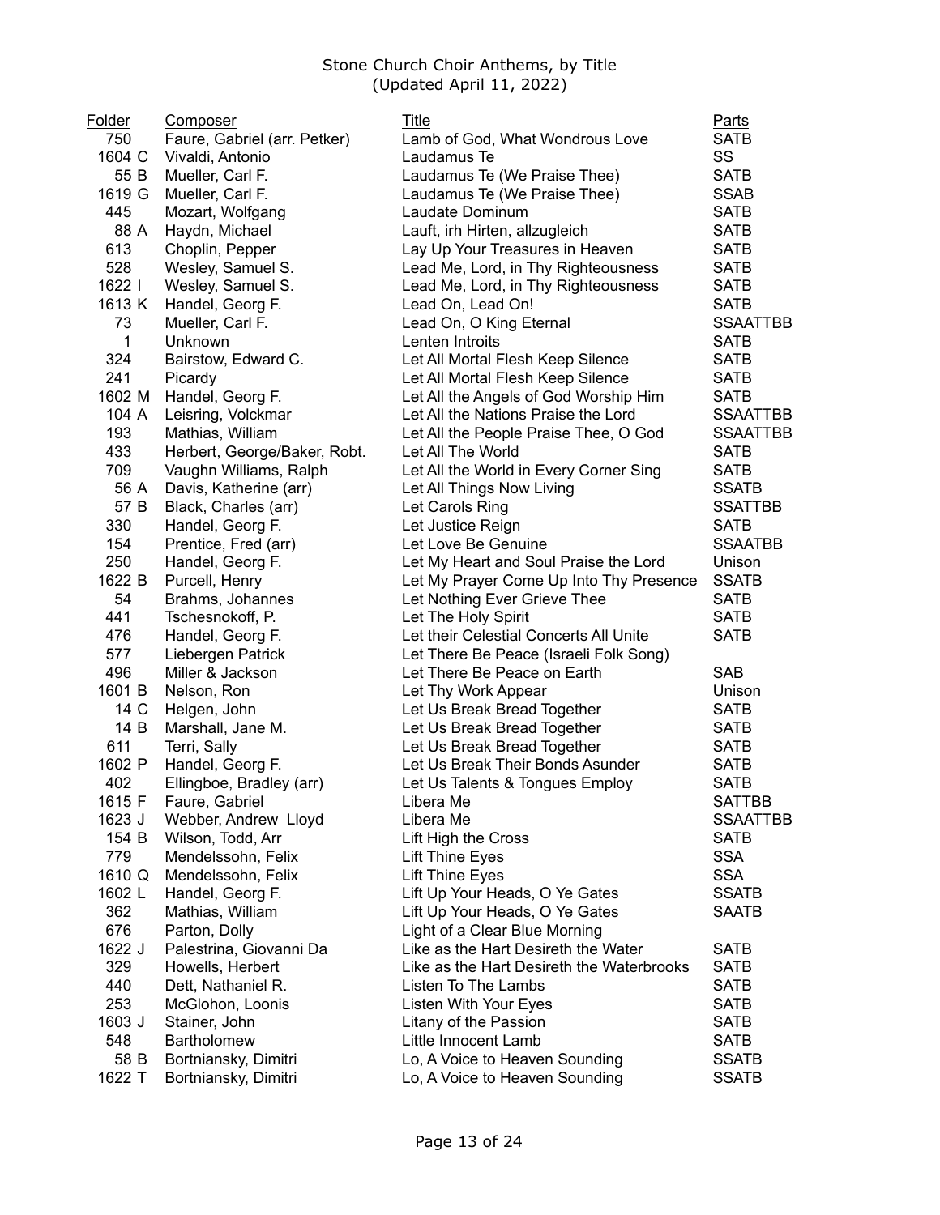Stone Church Choir Anthems, by Title
(Updated April 11, 2022)

| Folder | Composer | Title | Parts |
|---|---|---|---|
| 750 | Faure, Gabriel (arr. Petker) | Lamb of God, What Wondrous Love | SATB |
| 1604 C | Vivaldi, Antonio | Laudamus Te | SS |
| 55 B | Mueller, Carl F. | Laudamus Te (We Praise Thee) | SATB |
| 1619 G | Mueller, Carl F. | Laudamus Te (We Praise Thee) | SSAB |
| 445 | Mozart, Wolfgang | Laudate Dominum | SATB |
| 88 A | Haydn, Michael | Lauft, irh Hirten, allzugleich | SATB |
| 613 | Choplin, Pepper | Lay Up Your Treasures in Heaven | SATB |
| 528 | Wesley, Samuel S. | Lead Me, Lord, in Thy Righteousness | SATB |
| 1622 I | Wesley, Samuel S. | Lead Me, Lord, in Thy Righteousness | SATB |
| 1613 K | Handel, Georg F. | Lead On, Lead On! | SATB |
| 73 | Mueller, Carl F. | Lead On, O King Eternal | SSAATTBB |
| 1 | Unknown | Lenten Introits | SATB |
| 324 | Bairstow, Edward C. | Let All Mortal Flesh Keep Silence | SATB |
| 241 | Picardy | Let All Mortal Flesh Keep Silence | SATB |
| 1602 M | Handel, Georg F. | Let All the Angels of God Worship Him | SATB |
| 104 A | Leisring, Volckmar | Let All the Nations Praise the Lord | SSAATTBB |
| 193 | Mathias, William | Let All the People Praise Thee, O God | SSAATTBB |
| 433 | Herbert, George/Baker, Robt. | Let All The World | SATB |
| 709 | Vaughn Williams, Ralph | Let All the World in Every Corner Sing | SATB |
| 56 A | Davis, Katherine (arr) | Let All Things Now Living | SSATB |
| 57 B | Black, Charles (arr) | Let Carols Ring | SSATTBB |
| 330 | Handel, Georg F. | Let Justice Reign | SATB |
| 154 | Prentice, Fred (arr) | Let Love Be Genuine | SSAATBB |
| 250 | Handel, Georg F. | Let My Heart and Soul Praise the Lord | Unison |
| 1622 B | Purcell, Henry | Let My Prayer Come Up Into Thy Presence | SSATB |
| 54 | Brahms, Johannes | Let Nothing Ever Grieve Thee | SATB |
| 441 | Tschesnokoff, P. | Let The Holy Spirit | SATB |
| 476 | Handel, Georg F. | Let their Celestial Concerts All Unite | SATB |
| 577 | Liebergen Patrick | Let There Be Peace (Israeli Folk Song) | |
| 496 | Miller & Jackson | Let There Be Peace on Earth | SAB |
| 1601 B | Nelson, Ron | Let Thy Work Appear | Unison |
| 14 C | Helgen, John | Let Us Break Bread Together | SATB |
| 14 B | Marshall, Jane M. | Let Us Break Bread Together | SATB |
| 611 | Terri, Sally | Let Us Break Bread Together | SATB |
| 1602 P | Handel, Georg F. | Let Us Break Their Bonds Asunder | SATB |
| 402 | Ellingboe, Bradley (arr) | Let Us Talents & Tongues Employ | SATB |
| 1615 F | Faure, Gabriel | Libera Me | SATTBB |
| 1623 J | Webber, Andrew Lloyd | Libera Me | SSAATTBB |
| 154 B | Wilson, Todd, Arr | Lift High the Cross | SATB |
| 779 | Mendelssohn, Felix | Lift Thine Eyes | SSA |
| 1610 Q | Mendelssohn, Felix | Lift Thine Eyes | SSA |
| 1602 L | Handel, Georg F. | Lift Up Your Heads, O Ye Gates | SSATB |
| 362 | Mathias, William | Lift Up Your Heads, O Ye Gates | SAATB |
| 676 | Parton, Dolly | Light of a Clear Blue Morning | |
| 1622 J | Palestrina, Giovanni Da | Like as the Hart Desireth the Water | SATB |
| 329 | Howells, Herbert | Like as the Hart Desireth the Waterbrooks | SATB |
| 440 | Dett, Nathaniel R. | Listen To The Lambs | SATB |
| 253 | McGlohon, Loonis | Listen With Your Eyes | SATB |
| 1603 J | Stainer, John | Litany of the Passion | SATB |
| 548 | Bartholomew | Little Innocent Lamb | SATB |
| 58 B | Bortniansky, Dimitri | Lo, A Voice to Heaven Sounding | SSATB |
| 1622 T | Bortniansky, Dimitri | Lo, A Voice to Heaven Sounding | SSATB |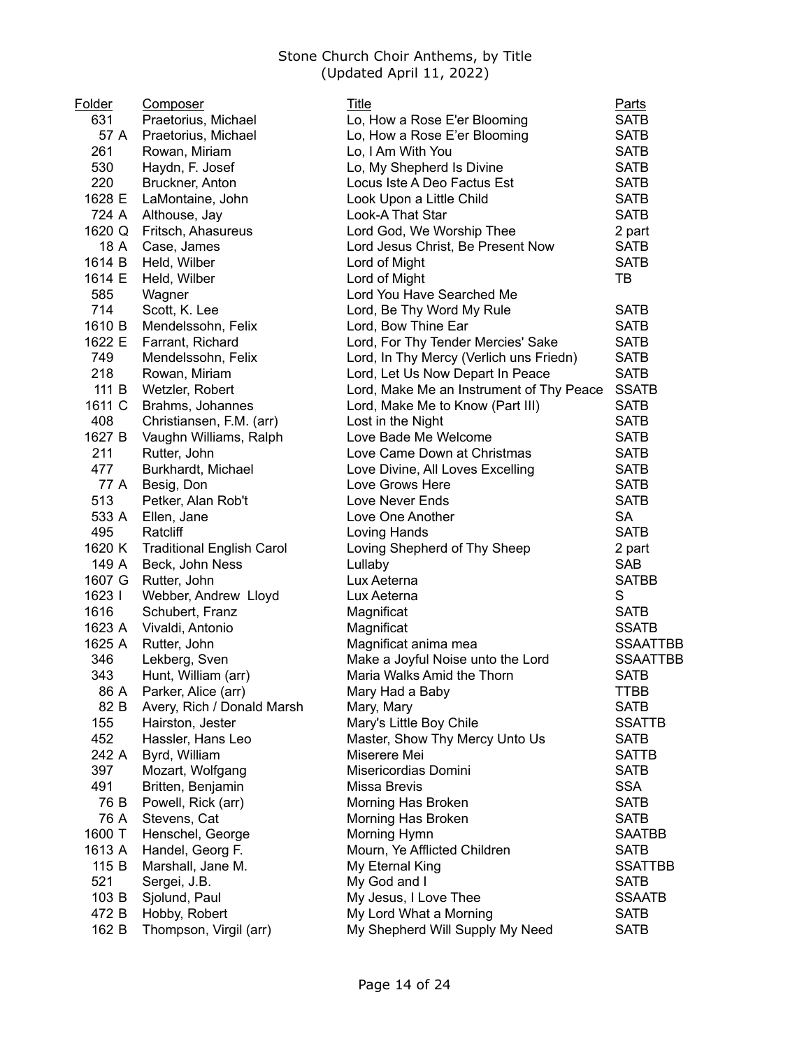Stone Church Choir Anthems, by Title
(Updated April 11, 2022)

| Folder | Composer | Title | Parts |
|---|---|---|---|
| 631 | Praetorius, Michael | Lo, How a Rose E'er Blooming | SATB |
| 57 A | Praetorius, Michael | Lo, How a Rose E'er Blooming | SATB |
| 261 | Rowan, Miriam | Lo, I Am With You | SATB |
| 530 | Haydn, F. Josef | Lo, My Shepherd Is Divine | SATB |
| 220 | Bruckner, Anton | Locus Iste A Deo Factus Est | SATB |
| 1628 E | LaMontaine, John | Look Upon a Little Child | SATB |
| 724 A | Althouse, Jay | Look-A That Star | SATB |
| 1620 Q | Fritsch, Ahasureus | Lord God, We Worship Thee | 2 part |
| 18 A | Case, James | Lord Jesus Christ, Be Present Now | SATB |
| 1614 B | Held, Wilber | Lord of Might | SATB |
| 1614 E | Held, Wilber | Lord of Might | TB |
| 585 | Wagner | Lord You Have Searched Me | |
| 714 | Scott, K. Lee | Lord, Be Thy Word My Rule | SATB |
| 1610 B | Mendelssohn, Felix | Lord, Bow Thine Ear | SATB |
| 1622 E | Farrant, Richard | Lord, For Thy Tender Mercies' Sake | SATB |
| 749 | Mendelssohn, Felix | Lord, In Thy Mercy (Verlich uns Friedn) | SATB |
| 218 | Rowan, Miriam | Lord, Let Us Now Depart In Peace | SATB |
| 111 B | Wetzler, Robert | Lord, Make Me an Instrument of Thy Peace | SSATB |
| 1611 C | Brahms, Johannes | Lord, Make Me to Know (Part III) | SATB |
| 408 | Christiansen, F.M. (arr) | Lost in the Night | SATB |
| 1627 B | Vaughn Williams, Ralph | Love Bade Me Welcome | SATB |
| 211 | Rutter, John | Love Came Down at Christmas | SATB |
| 477 | Burkhardt, Michael | Love Divine, All Loves Excelling | SATB |
| 77 A | Besig, Don | Love Grows Here | SATB |
| 513 | Petker, Alan Rob't | Love Never Ends | SATB |
| 533 A | Ellen, Jane | Love One Another | SA |
| 495 | Ratcliff | Loving Hands | SATB |
| 1620 K | Traditional English Carol | Loving Shepherd of Thy Sheep | 2 part |
| 149 A | Beck, John Ness | Lullaby | SAB |
| 1607 G | Rutter, John | Lux Aeterna | SATBB |
| 1623 I | Webber, Andrew Lloyd | Lux Aeterna | S |
| 1616 | Schubert, Franz | Magnificat | SATB |
| 1623 A | Vivaldi, Antonio | Magnificat | SSATB |
| 1625 A | Rutter, John | Magnificat anima mea | SSAATTBB |
| 346 | Lekberg, Sven | Make a Joyful Noise unto the Lord | SSAATTBB |
| 343 | Hunt, William (arr) | Maria Walks Amid the Thorn | SATB |
| 86 A | Parker, Alice (arr) | Mary Had a Baby | TTBB |
| 82 B | Avery, Rich / Donald Marsh | Mary, Mary | SATB |
| 155 | Hairston, Jester | Mary's Little Boy Chile | SSATTB |
| 452 | Hassler, Hans Leo | Master, Show Thy Mercy Unto Us | SATB |
| 242 A | Byrd, William | Miserere Mei | SATTB |
| 397 | Mozart, Wolfgang | Misericordias Domini | SATB |
| 491 | Britten, Benjamin | Missa Brevis | SSA |
| 76 B | Powell, Rick (arr) | Morning Has Broken | SATB |
| 76 A | Stevens, Cat | Morning Has Broken | SATB |
| 1600 T | Henschel, George | Morning Hymn | SAATBB |
| 1613 A | Handel, Georg F. | Mourn, Ye Afflicted Children | SATB |
| 115 B | Marshall, Jane M. | My Eternal King | SSATTBB |
| 521 | Sergei, J.B. | My God and I | SATB |
| 103 B | Sjolund, Paul | My Jesus, I Love Thee | SSAATB |
| 472 B | Hobby, Robert | My Lord What a Morning | SATB |
| 162 B | Thompson, Virgil (arr) | My Shepherd Will Supply My Need | SATB |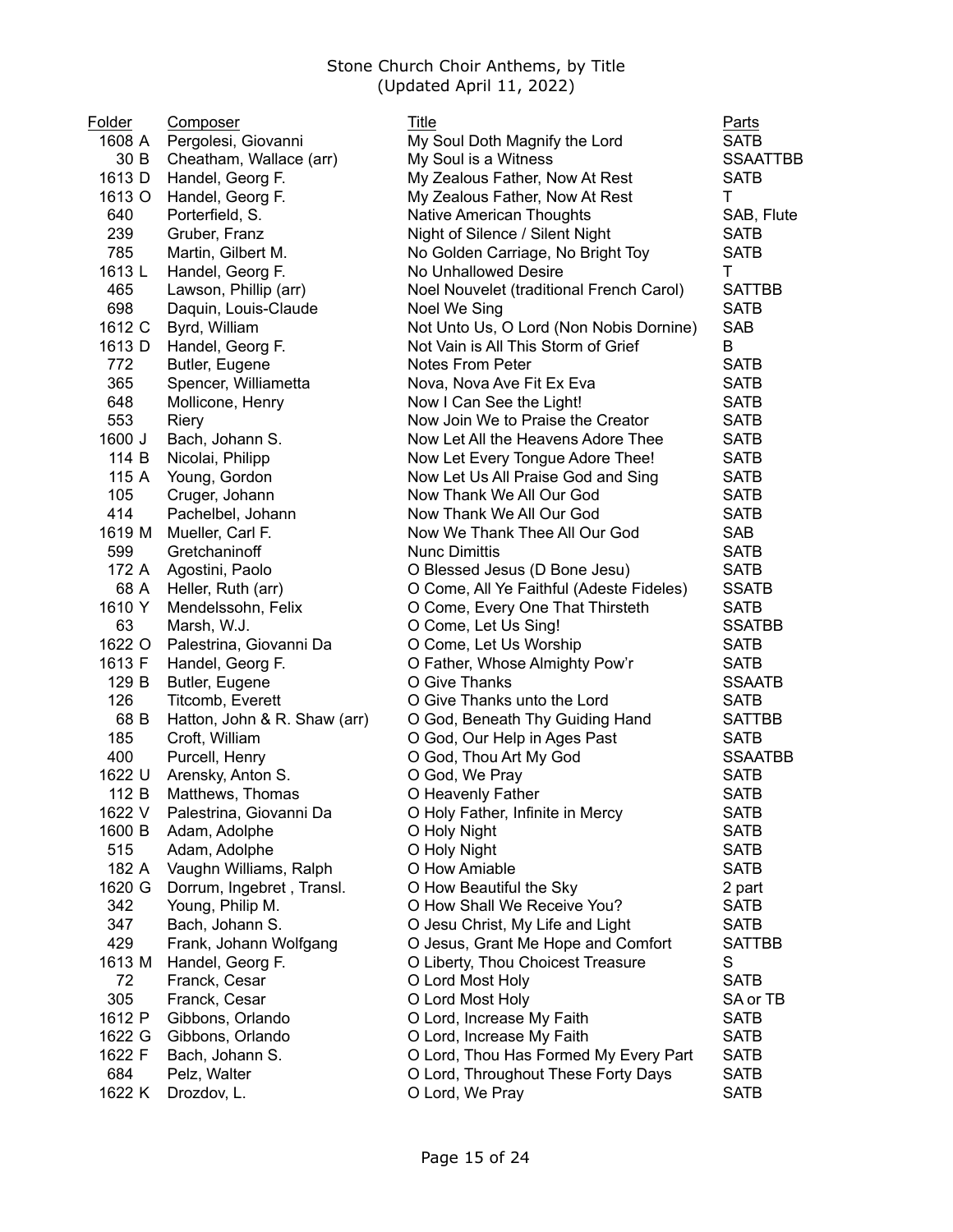# Stone Church Choir Anthems, by Title
(Updated April 11, 2022)

| Folder | Composer | Title | Parts |
|---|---|---|---|
| 1608 A | Pergolesi, Giovanni | My Soul Doth Magnify the Lord | SATB |
| 30 B | Cheatham, Wallace (arr) | My Soul is a Witness | SSAATTBB |
| 1613 D | Handel, Georg F. | My Zealous Father, Now At Rest | SATB |
| 1613 O | Handel, Georg F. | My Zealous Father, Now At Rest | T |
| 640 | Porterfield, S. | Native American Thoughts | SAB, Flute |
| 239 | Gruber, Franz | Night of Silence / Silent Night | SATB |
| 785 | Martin, Gilbert M. | No Golden Carriage, No Bright Toy | SATB |
| 1613 L | Handel, Georg F. | No Unhallowed Desire | T |
| 465 | Lawson, Phillip (arr) | Noel Nouvelet (traditional French Carol) | SATTBB |
| 698 | Daquin, Louis-Claude | Noel We Sing | SATB |
| 1612 C | Byrd, William | Not Unto Us, O Lord (Non Nobis Dornine) | SAB |
| 1613 D | Handel, Georg F. | Not Vain is All This Storm of Grief | B |
| 772 | Butler, Eugene | Notes From Peter | SATB |
| 365 | Spencer, Williametta | Nova, Nova Ave Fit Ex Eva | SATB |
| 648 | Mollicone, Henry | Now I Can See the Light! | SATB |
| 553 | Riery | Now Join We to Praise the Creator | SATB |
| 1600 J | Bach, Johann S. | Now Let All the Heavens Adore Thee | SATB |
| 114 B | Nicolai, Philipp | Now Let Every Tongue Adore Thee! | SATB |
| 115 A | Young, Gordon | Now Let Us All Praise God and Sing | SATB |
| 105 | Cruger, Johann | Now Thank We All Our God | SATB |
| 414 | Pachelbel, Johann | Now Thank We All Our God | SATB |
| 1619 M | Mueller, Carl F. | Now We Thank Thee All Our God | SAB |
| 599 | Gretchaninoff | Nunc Dimittis | SATB |
| 172 A | Agostini, Paolo | O Blessed Jesus (D Bone Jesu) | SATB |
| 68 A | Heller, Ruth (arr) | O Come, All Ye Faithful (Adeste Fideles) | SSATB |
| 1610 Y | Mendelssohn, Felix | O Come, Every One That Thirsteth | SATB |
| 63 | Marsh, W.J. | O Come, Let Us Sing! | SSATBB |
| 1622 O | Palestrina, Giovanni Da | O Come, Let Us Worship | SATB |
| 1613 F | Handel, Georg F. | O Father, Whose Almighty Pow'r | SATB |
| 129 B | Butler, Eugene | O Give Thanks | SSAATB |
| 126 | Titcomb, Everett | O Give Thanks unto the Lord | SATB |
| 68 B | Hatton, John & R. Shaw (arr) | O God, Beneath Thy Guiding Hand | SATTBB |
| 185 | Croft, William | O God, Our Help in Ages Past | SATB |
| 400 | Purcell, Henry | O God, Thou Art My God | SSAATBB |
| 1622 U | Arensky, Anton S. | O God, We Pray | SATB |
| 112 B | Matthews, Thomas | O Heavenly Father | SATB |
| 1622 V | Palestrina, Giovanni Da | O Holy Father, Infinite in Mercy | SATB |
| 1600 B | Adam, Adolphe | O Holy Night | SATB |
| 515 | Adam, Adolphe | O Holy Night | SATB |
| 182 A | Vaughn Williams, Ralph | O How Amiable | SATB |
| 1620 G | Dorrum, Ingebret , Transl. | O How Beautiful the Sky | 2 part |
| 342 | Young, Philip M. | O How Shall We Receive You? | SATB |
| 347 | Bach, Johann S. | O Jesu Christ, My Life and Light | SATB |
| 429 | Frank, Johann Wolfgang | O Jesus, Grant Me Hope and Comfort | SATTBB |
| 1613 M | Handel, Georg F. | O Liberty, Thou Choicest Treasure | S |
| 72 | Franck, Cesar | O Lord Most Holy | SATB |
| 305 | Franck, Cesar | O Lord Most Holy | SA or TB |
| 1612 P | Gibbons, Orlando | O Lord, Increase My Faith | SATB |
| 1622 G | Gibbons, Orlando | O Lord, Increase My Faith | SATB |
| 1622 F | Bach, Johann S. | O Lord, Thou Has Formed My Every Part | SATB |
| 684 | Pelz, Walter | O Lord, Throughout These Forty Days | SATB |
| 1622 K | Drozdov, L. | O Lord, We Pray | SATB |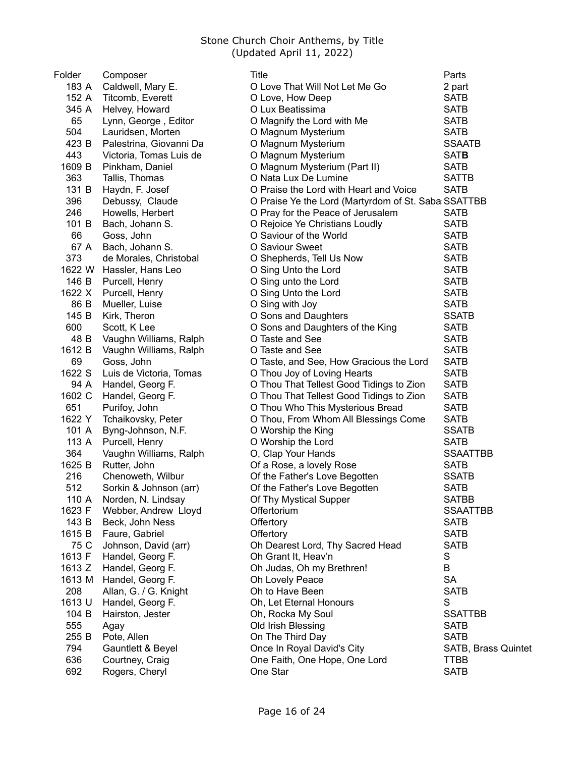# Stone Church Choir Anthems, by Title
(Updated April 11, 2022)

| Folder | Composer | Title | Parts |
|---|---|---|---|
| 183 A | Caldwell, Mary E. | O Love That Will Not Let Me Go | 2 part |
| 152 A | Titcomb, Everett | O Love, How Deep | SATB |
| 345 A | Helvey, Howard | O Lux Beatissima | SATB |
| 65 | Lynn, George , Editor | O Magnify the Lord with Me | SATB |
| 504 | Lauridsen, Morten | O Magnum Mysterium | SATB |
| 423 B | Palestrina, Giovanni Da | O Magnum Mysterium | SSAATB |
| 443 | Victoria, Tomas Luis de | O Magnum Mysterium | SAT**B** |
| 1609 B | Pinkham, Daniel | O Magnum Mysterium (Part II) | SATB |
| 363 | Tallis, Thomas | O Nata Lux De Lumine | SATTB |
| 131 B | Haydn, F. Josef | O Praise the Lord with Heart and Voice | SATB |
| 396 | Debussy, Claude | O Praise Ye the Lord (Martyrdom of St. Saba | SSATTBB |
| 246 | Howells, Herbert | O Pray for the Peace of Jerusalem | SATB |
| 101 B | Bach, Johann S. | O Rejoice Ye Christians Loudly | SATB |
| 66 | Goss, John | O Saviour of the World | SATB |
| 67 A | Bach, Johann S. | O Saviour Sweet | SATB |
| 373 | de Morales, Christobal | O Shepherds, Tell Us Now | SATB |
| 1622 W | Hassler, Hans Leo | O Sing Unto the Lord | SATB |
| 146 B | Purcell, Henry | O Sing unto the Lord | SATB |
| 1622 X | Purcell, Henry | O Sing Unto the Lord | SATB |
| 86 B | Mueller, Luise | O Sing with Joy | SATB |
| 145 B | Kirk, Theron | O Sons and Daughters | SSATB |
| 600 | Scott, K Lee | O Sons and Daughters of the King | SATB |
| 48 B | Vaughn Williams, Ralph | O Taste and See | SATB |
| 1612 B | Vaughn Williams, Ralph | O Taste and See | SATB |
| 69 | Goss, John | O Taste, and See, How Gracious the Lord | SATB |
| 1622 S | Luis de Victoria, Tomas | O Thou Joy of Loving Hearts | SATB |
| 94 A | Handel, Georg F. | O Thou That Tellest Good Tidings to Zion | SATB |
| 1602 C | Handel, Georg F. | O Thou That Tellest Good Tidings to Zion | SATB |
| 651 | Purifoy, John | O Thou Who This Mysterious Bread | SATB |
| 1622 Y | Tchaikovsky, Peter | O Thou, From Whom All Blessings Come | SATB |
| 101 A | Byng-Johnson, N.F. | O Worship the King | SSATB |
| 113 A | Purcell, Henry | O Worship the Lord | SATB |
| 364 | Vaughn Williams, Ralph | O, Clap Your Hands | SSAATTBB |
| 1625 B | Rutter, John | Of a Rose, a lovely Rose | SATB |
| 216 | Chenoweth, Wilbur | Of the Father's Love Begotten | SSATB |
| 512 | Sorkin & Johnson (arr) | Of the Father's Love Begotten | SATB |
| 110 A | Norden, N. Lindsay | Of Thy Mystical Supper | SATBB |
| 1623 F | Webber, Andrew Lloyd | Offertorium | SSAATTBB |
| 143 B | Beck, John Ness | Offertory | SATB |
| 1615 B | Faure, Gabriel | Offertory | SATB |
| 75 C | Johnson, David (arr) | Oh Dearest Lord, Thy Sacred Head | SATB |
| 1613 F | Handel, Georg F. | Oh Grant It, Heav'n | S |
| 1613 Z | Handel, Georg F. | Oh Judas, Oh my Brethren! | B |
| 1613 M | Handel, Georg F. | Oh Lovely Peace | SA |
| 208 | Allan, G. / G. Knight | Oh to Have Been | SATB |
| 1613 U | Handel, Georg F. | Oh, Let Eternal Honours | S |
| 104 B | Hairston, Jester | Oh, Rocka My Soul | SSATTBB |
| 555 | Agay | Old Irish Blessing | SATB |
| 255 B | Pote, Allen | On The Third Day | SATB |
| 794 | Gauntlett & Beyel | Once In Royal David's City | SATB, Brass Quintet |
| 636 | Courtney, Craig | One Faith, One Hope, One Lord | TTBB |
| 692 | Rogers, Cheryl | One Star | SATB |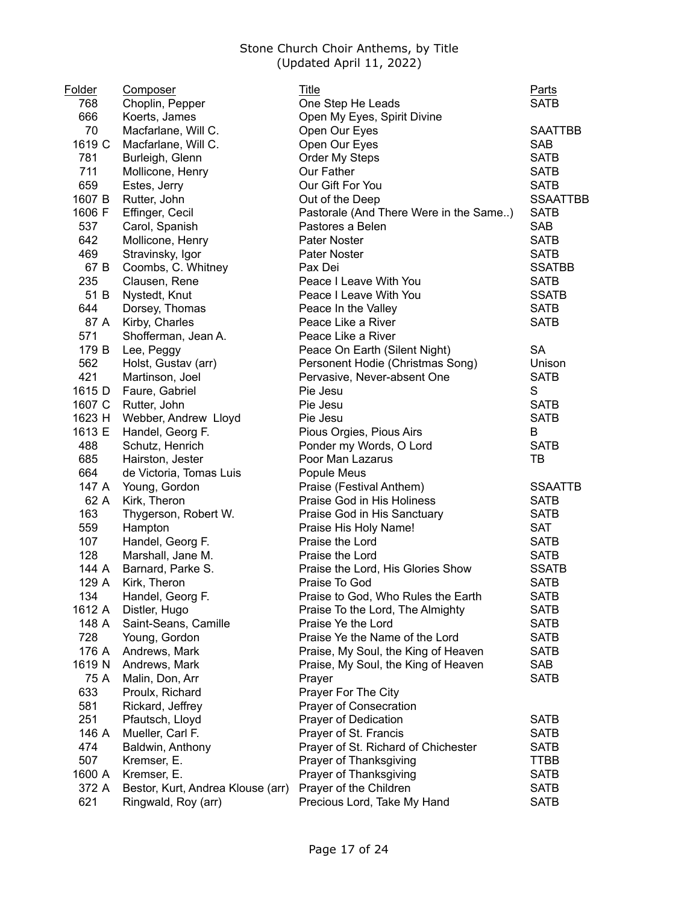Stone Church Choir Anthems, by Title
(Updated April 11, 2022)

| Folder | Composer | Title | Parts |
|---|---|---|---|
| 768 | Choplin, Pepper | One Step He Leads | SATB |
| 666 | Koerts, James | Open My Eyes, Spirit Divine | |
| 70 | Macfarlane, Will C. | Open Our Eyes | SAATTBB |
| 1619 C | Macfarlane, Will C. | Open Our Eyes | SAB |
| 781 | Burleigh, Glenn | Order My Steps | SATB |
| 711 | Mollicone, Henry | Our Father | SATB |
| 659 | Estes, Jerry | Our Gift For You | SATB |
| 1607 B | Rutter, John | Out of the Deep | SSAATTBB |
| 1606 F | Effinger, Cecil | Pastorale (And There Were in the Same..) | SATB |
| 537 | Carol, Spanish | Pastores a Belen | SAB |
| 642 | Mollicone, Henry | Pater Noster | SATB |
| 469 | Stravinsky, Igor | Pater Noster | SATB |
| 67 B | Coombs, C. Whitney | Pax Dei | SSATBB |
| 235 | Clausen, Rene | Peace I Leave With You | SATB |
| 51 B | Nystedt, Knut | Peace I Leave With You | SSATB |
| 644 | Dorsey, Thomas | Peace In the Valley | SATB |
| 87 A | Kirby, Charles | Peace Like a River | SATB |
| 571 | Shofferman, Jean A. | Peace Like a River | |
| 179 B | Lee, Peggy | Peace On Earth (Silent Night) | SA |
| 562 | Holst, Gustav (arr) | Personent Hodie (Christmas Song) | Unison |
| 421 | Martinson, Joel | Pervasive, Never-absent One | SATB |
| 1615 D | Faure, Gabriel | Pie Jesu | S |
| 1607 C | Rutter, John | Pie Jesu | SATB |
| 1623 H | Webber, Andrew Lloyd | Pie Jesu | SATB |
| 1613 E | Handel, Georg F. | Pious Orgies, Pious Airs | B |
| 488 | Schutz, Henrich | Ponder my Words, O Lord | SATB |
| 685 | Hairston, Jester | Poor Man Lazarus | TB |
| 664 | de Victoria, Tomas Luis | Popule Meus | |
| 147 A | Young, Gordon | Praise (Festival Anthem) | SSAATTB |
| 62 A | Kirk, Theron | Praise God in His Holiness | SATB |
| 163 | Thygerson, Robert W. | Praise God in His Sanctuary | SATB |
| 559 | Hampton | Praise His Holy Name! | SAT |
| 107 | Handel, Georg F. | Praise the Lord | SATB |
| 128 | Marshall, Jane M. | Praise the Lord | SATB |
| 144 A | Barnard, Parke S. | Praise the Lord, His Glories Show | SSATB |
| 129 A | Kirk, Theron | Praise To God | SATB |
| 134 | Handel, Georg F. | Praise to God, Who Rules the Earth | SATB |
| 1612 A | Distler, Hugo | Praise To the Lord, The Almighty | SATB |
| 148 A | Saint-Seans, Camille | Praise Ye the Lord | SATB |
| 728 | Young, Gordon | Praise Ye the Name of the Lord | SATB |
| 176 A | Andrews, Mark | Praise, My Soul, the King of Heaven | SATB |
| 1619 N | Andrews, Mark | Praise, My Soul, the King of Heaven | SAB |
| 75 A | Malin, Don, Arr | Prayer | SATB |
| 633 | Proulx, Richard | Prayer For The City | |
| 581 | Rickard, Jeffrey | Prayer of Consecration | |
| 251 | Pfautsch, Lloyd | Prayer of Dedication | SATB |
| 146 A | Mueller, Carl F. | Prayer of St. Francis | SATB |
| 474 | Baldwin, Anthony | Prayer of St. Richard of Chichester | SATB |
| 507 | Kremser, E. | Prayer of Thanksgiving | TTBB |
| 1600 A | Kremser, E. | Prayer of Thanksgiving | SATB |
| 372 A | Bestor, Kurt, Andrea Klouse (arr) | Prayer of the Children | SATB |
| 621 | Ringwald, Roy (arr) | Precious Lord, Take My Hand | SATB |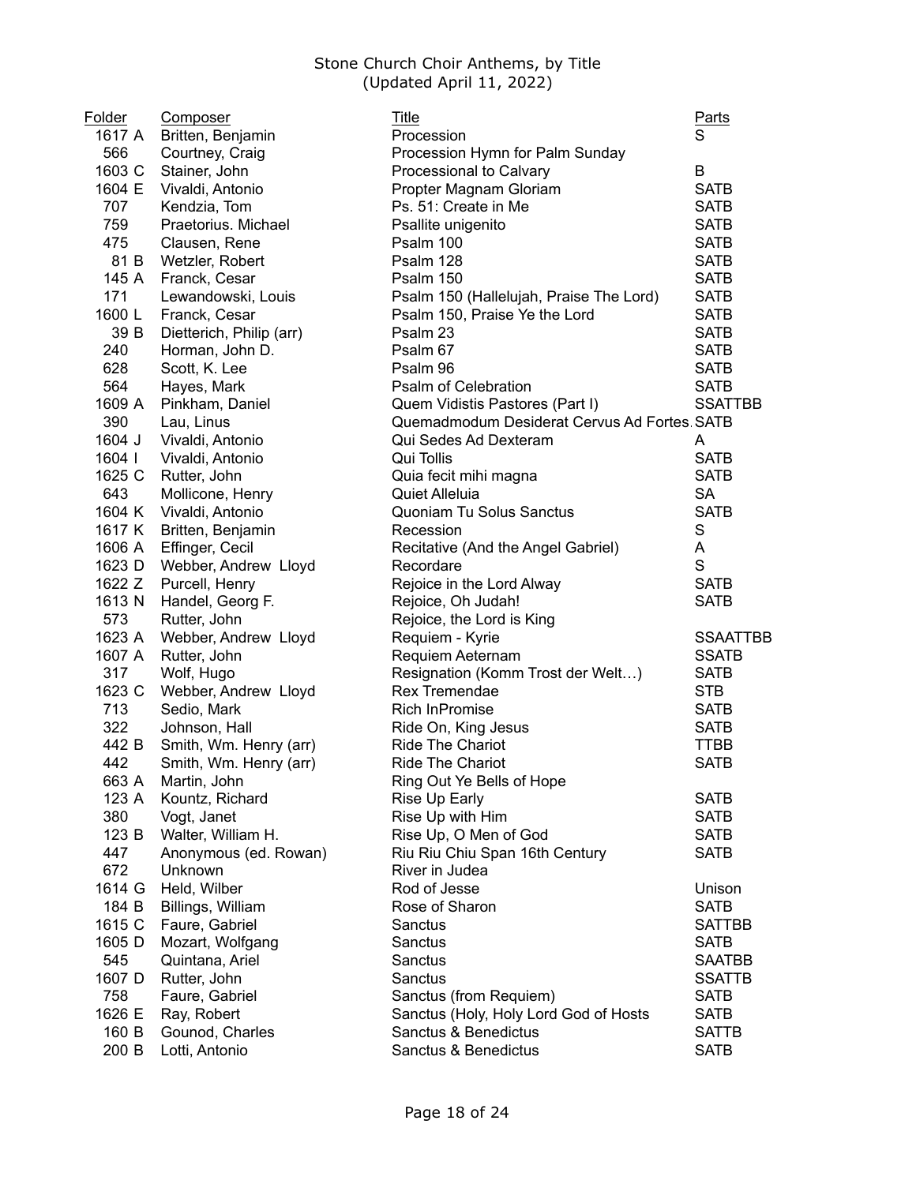# Stone Church Choir Anthems, by Title
(Updated April 11, 2022)

| Folder | Composer | Title | Parts |
|---|---|---|---|
| 1617 A | Britten, Benjamin | Procession | S |
| 566 | Courtney, Craig | Procession Hymn for Palm Sunday | |
| 1603 C | Stainer, John | Processional to Calvary | B |
| 1604 E | Vivaldi, Antonio | Propter Magnam Gloriam | SATB |
| 707 | Kendzia, Tom | Ps. 51: Create in Me | SATB |
| 759 | Praetorius. Michael | Psallite unigenito | SATB |
| 475 | Clausen, Rene | Psalm 100 | SATB |
| 81 B | Wetzler, Robert | Psalm 128 | SATB |
| 145 A | Franck, Cesar | Psalm 150 | SATB |
| 171 | Lewandowski, Louis | Psalm 150 (Hallelujah, Praise The Lord) | SATB |
| 1600 L | Franck, Cesar | Psalm 150, Praise Ye the Lord | SATB |
| 39 B | Dietterich, Philip (arr) | Psalm 23 | SATB |
| 240 | Horman, John D. | Psalm 67 | SATB |
| 628 | Scott, K. Lee | Psalm 96 | SATB |
| 564 | Hayes, Mark | Psalm of Celebration | SATB |
| 1609 A | Pinkham, Daniel | Quem Vidistis Pastores (Part I) | SSATTBB |
| 390 | Lau, Linus | Quemadmodum Desiderat Cervus Ad Fortes. | SATB |
| 1604 J | Vivaldi, Antonio | Qui Sedes Ad Dexteram | A |
| 1604 I | Vivaldi, Antonio | Qui Tollis | SATB |
| 1625 C | Rutter, John | Quia fecit mihi magna | SATB |
| 643 | Mollicone, Henry | Quiet Alleluia | SA |
| 1604 K | Vivaldi, Antonio | Quoniam Tu Solus Sanctus | SATB |
| 1617 K | Britten, Benjamin | Recession | S |
| 1606 A | Effinger, Cecil | Recitative (And the Angel Gabriel) | A |
| 1623 D | Webber, Andrew Lloyd | Recordare | S |
| 1622 Z | Purcell, Henry | Rejoice in the Lord Alway | SATB |
| 1613 N | Handel, Georg F. | Rejoice, Oh Judah! | SATB |
| 573 | Rutter, John | Rejoice, the Lord is King | |
| 1623 A | Webber, Andrew Lloyd | Requiem - Kyrie | SSAATTBB |
| 1607 A | Rutter, John | Requiem Aeternam | SSATB |
| 317 | Wolf, Hugo | Resignation (Komm Trost der Welt…) | SATB |
| 1623 C | Webber, Andrew Lloyd | Rex Tremendae | STB |
| 713 | Sedio, Mark | Rich InPromise | SATB |
| 322 | Johnson, Hall | Ride On, King Jesus | SATB |
| 442 B | Smith, Wm. Henry (arr) | Ride The Chariot | TTBB |
| 442 | Smith, Wm. Henry (arr) | Ride The Chariot | SATB |
| 663 A | Martin, John | Ring Out Ye Bells of Hope | |
| 123 A | Kountz, Richard | Rise Up Early | SATB |
| 380 | Vogt, Janet | Rise Up with Him | SATB |
| 123 B | Walter, William H. | Rise Up, O Men of God | SATB |
| 447 | Anonymous (ed. Rowan) | Riu Riu Chiu Span 16th Century | SATB |
| 672 | Unknown | River in Judea | |
| 1614 G | Held, Wilber | Rod of Jesse | Unison |
| 184 B | Billings, William | Rose of Sharon | SATB |
| 1615 C | Faure, Gabriel | Sanctus | SATTBB |
| 1605 D | Mozart, Wolfgang | Sanctus | SATB |
| 545 | Quintana, Ariel | Sanctus | SAATBB |
| 1607 D | Rutter, John | Sanctus | SSATTB |
| 758 | Faure, Gabriel | Sanctus (from Requiem) | SATB |
| 1626 E | Ray, Robert | Sanctus (Holy, Holy Lord God of Hosts | SATB |
| 160 B | Gounod, Charles | Sanctus & Benedictus | SATTB |
| 200 B | Lotti, Antonio | Sanctus & Benedictus | SATB |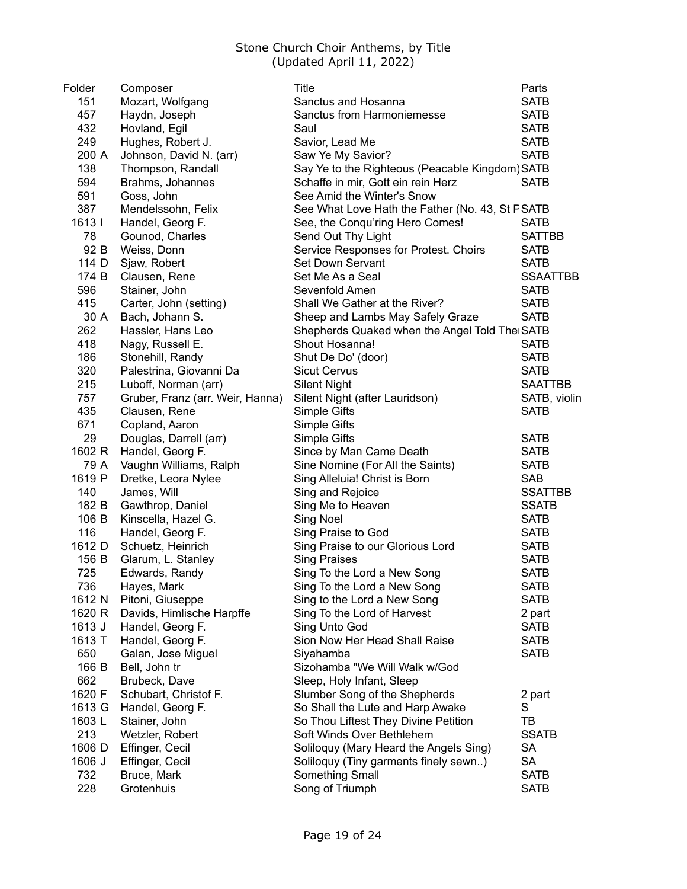Stone Church Choir Anthems, by Title
(Updated April 11, 2022)

| Folder | Composer | Title | Parts |
|---|---|---|---|
| 151 | Mozart, Wolfgang | Sanctus and Hosanna | SATB |
| 457 | Haydn, Joseph | Sanctus from Harmoniemesse | SATB |
| 432 | Hovland, Egil | Saul | SATB |
| 249 | Hughes, Robert J. | Savior, Lead Me | SATB |
| 200 A | Johnson, David N. (arr) | Saw Ye My Savior? | SATB |
| 138 | Thompson, Randall | Say Ye to the Righteous (Peacable Kingdom) | SATB |
| 594 | Brahms, Johannes | Schaffe in mir, Gott ein rein Herz | SATB |
| 591 | Goss, John | See Amid the Winter's Snow | |
| 387 | Mendelssohn, Felix | See What Love Hath the Father (No. 43, St F | SATB |
| 1613 I | Handel, Georg F. | See, the Conqu'ring Hero Comes! | SATB |
| 78 | Gounod, Charles | Send Out Thy Light | SATTBB |
| 92 B | Weiss, Donn | Service Responses for Protest. Choirs | SATB |
| 114 D | Sjaw, Robert | Set Down Servant | SATB |
| 174 B | Clausen, Rene | Set Me As a Seal | SSAATTBB |
| 596 | Stainer, John | Sevenfold Amen | SATB |
| 415 | Carter, John (setting) | Shall We Gather at the River? | SATB |
| 30 A | Bach, Johann S. | Sheep and Lambs May Safely Graze | SATB |
| 262 | Hassler, Hans Leo | Shepherds Quaked when the Angel Told The | SATB |
| 418 | Nagy, Russell E. | Shout Hosanna! | SATB |
| 186 | Stonehill, Randy | Shut De Do' (door) | SATB |
| 320 | Palestrina, Giovanni Da | Sicut Cervus | SATB |
| 215 | Luboff, Norman (arr) | Silent Night | SAATTBB |
| 757 | Gruber, Franz (arr. Weir, Hanna) | Silent Night (after Lauridson) | SATB, violin |
| 435 | Clausen, Rene | Simple Gifts | SATB |
| 671 | Copland, Aaron | Simple Gifts | |
| 29 | Douglas, Darrell (arr) | Simple Gifts | SATB |
| 1602 R | Handel, Georg F. | Since by Man Came Death | SATB |
| 79 A | Vaughn Williams, Ralph | Sine Nomine (For All the Saints) | SATB |
| 1619 P | Dretke, Leora Nylee | Sing Alleluia! Christ is Born | SAB |
| 140 | James, Will | Sing and Rejoice | SSATTBB |
| 182 B | Gawthrop, Daniel | Sing Me to Heaven | SSATB |
| 106 B | Kinscella, Hazel G. | Sing Noel | SATB |
| 116 | Handel, Georg F. | Sing Praise to God | SATB |
| 1612 D | Schuetz, Heinrich | Sing Praise to our Glorious Lord | SATB |
| 156 B | Glarum, L. Stanley | Sing Praises | SATB |
| 725 | Edwards, Randy | Sing To the Lord a New Song | SATB |
| 736 | Hayes, Mark | Sing To the Lord a New Song | SATB |
| 1612 N | Pitoni, Giuseppe | Sing to the Lord a New Song | SATB |
| 1620 R | Davids, Himlische Harpffe | Sing To the Lord of Harvest | 2 part |
| 1613 J | Handel, Georg F. | Sing Unto God | SATB |
| 1613 T | Handel, Georg F. | Sion Now Her Head Shall Raise | SATB |
| 650 | Galan, Jose Miguel | Siyahamba | SATB |
| 166 B | Bell, John tr | Sizohamba "We Will Walk w/God | |
| 662 | Brubeck, Dave | Sleep, Holy Infant, Sleep | |
| 1620 F | Schubart, Christof F. | Slumber Song of the Shepherds | 2 part |
| 1613 G | Handel, Georg F. | So Shall the Lute and Harp Awake | S |
| 1603 L | Stainer, John | So Thou Liftest They Divine Petition | TB |
| 213 | Wetzler, Robert | Soft Winds Over Bethlehem | SSATB |
| 1606 D | Effinger, Cecil | Soliloquy (Mary Heard the Angels Sing) | SA |
| 1606 J | Effinger, Cecil | Soliloquy (Tiny garments finely sewn..) | SA |
| 732 | Bruce, Mark | Something Small | SATB |
| 228 | Grotenhuis | Song of Triumph | SATB |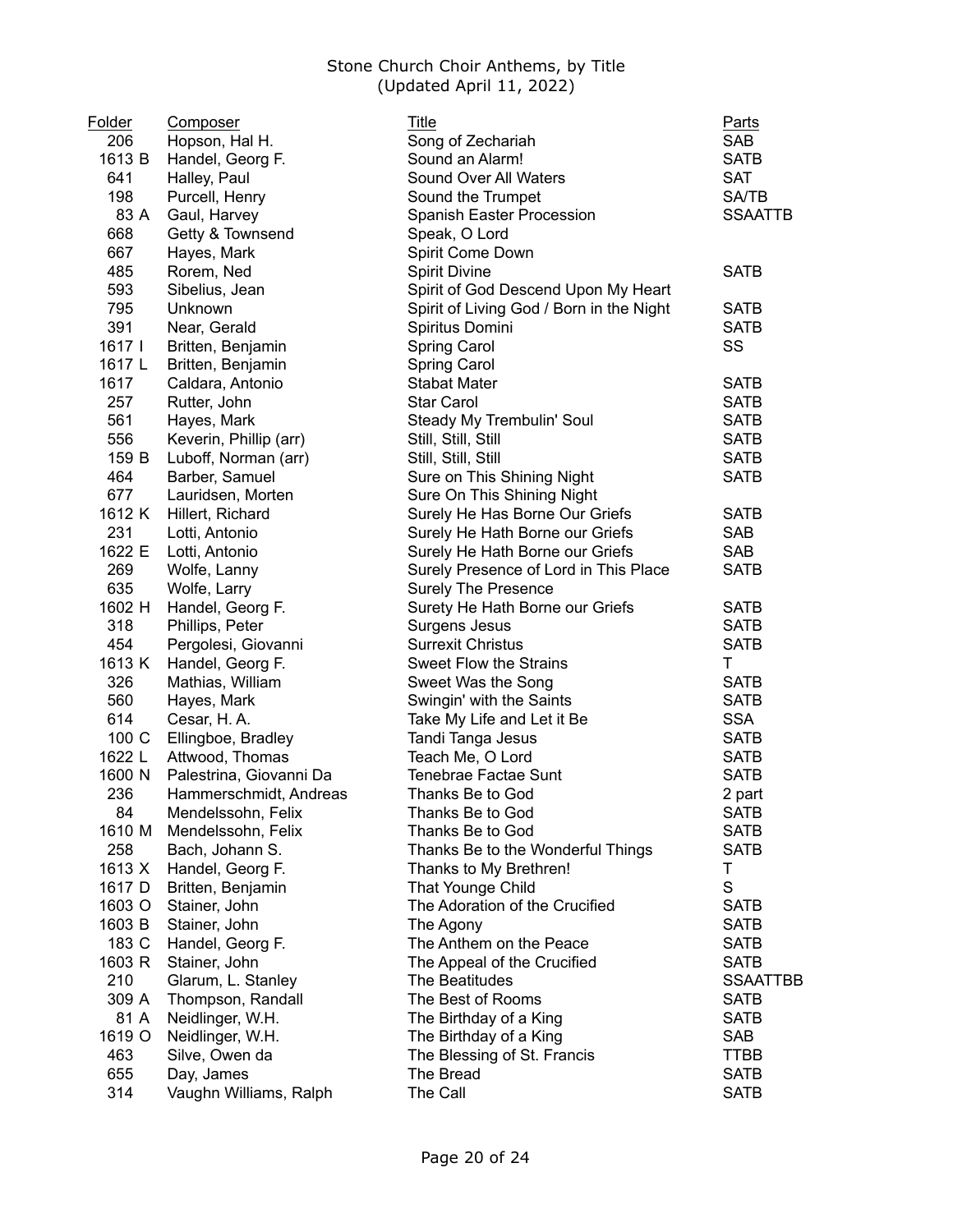# Stone Church Choir Anthems, by Title
(Updated April 11, 2022)

| Folder | Composer | Title | Parts |
|---|---|---|---|
| 206 | Hopson, Hal H. | Song of Zechariah | SAB |
| 1613 B | Handel, Georg F. | Sound an Alarm! | SATB |
| 641 | Halley, Paul | Sound Over All Waters | SAT |
| 198 | Purcell, Henry | Sound the Trumpet | SA/TB |
| 83 A | Gaul, Harvey | Spanish Easter Procession | SSAATTB |
| 668 | Getty & Townsend | Speak, O Lord | |
| 667 | Hayes, Mark | Spirit Come Down | |
| 485 | Rorem, Ned | Spirit Divine | SATB |
| 593 | Sibelius, Jean | Spirit of God Descend Upon My Heart | |
| 795 | Unknown | Spirit of Living God / Born in the Night | SATB |
| 391 | Near, Gerald | Spiritus Domini | SATB |
| 1617 I | Britten, Benjamin | Spring Carol | SS |
| 1617 L | Britten, Benjamin | Spring Carol | |
| 1617 | Caldara, Antonio | Stabat Mater | SATB |
| 257 | Rutter, John | Star Carol | SATB |
| 561 | Hayes, Mark | Steady My Trembulin' Soul | SATB |
| 556 | Keverin, Phillip (arr) | Still, Still, Still | SATB |
| 159 B | Luboff, Norman (arr) | Still, Still, Still | SATB |
| 464 | Barber, Samuel | Sure on This Shining Night | SATB |
| 677 | Lauridsen, Morten | Sure On This Shining Night | |
| 1612 K | Hillert, Richard | Surely He Has Borne Our Griefs | SATB |
| 231 | Lotti, Antonio | Surely He Hath Borne our Griefs | SAB |
| 1622 E | Lotti, Antonio | Surely He Hath Borne our Griefs | SAB |
| 269 | Wolfe, Lanny | Surely Presence of Lord in This Place | SATB |
| 635 | Wolfe, Larry | Surely The Presence | |
| 1602 H | Handel, Georg F. | Surety He Hath Borne our Griefs | SATB |
| 318 | Phillips, Peter | Surgens Jesus | SATB |
| 454 | Pergolesi, Giovanni | Surrexit Christus | SATB |
| 1613 K | Handel, Georg F. | Sweet Flow the Strains | T |
| 326 | Mathias, William | Sweet Was the Song | SATB |
| 560 | Hayes, Mark | Swingin' with the Saints | SATB |
| 614 | Cesar, H. A. | Take My Life and Let it Be | SSA |
| 100 C | Ellingboe, Bradley | Tandi Tanga Jesus | SATB |
| 1622 L | Attwood, Thomas | Teach Me, O Lord | SATB |
| 1600 N | Palestrina, Giovanni Da | Tenebrae Factae Sunt | SATB |
| 236 | Hammerschmidt, Andreas | Thanks Be to God | 2 part |
| 84 | Mendelssohn, Felix | Thanks Be to God | SATB |
| 1610 M | Mendelssohn, Felix | Thanks Be to God | SATB |
| 258 | Bach, Johann S. | Thanks Be to the Wonderful Things | SATB |
| 1613 X | Handel, Georg F. | Thanks to My Brethren! | T |
| 1617 D | Britten, Benjamin | That Younge Child | S |
| 1603 O | Stainer, John | The Adoration of the Crucified | SATB |
| 1603 B | Stainer, John | The Agony | SATB |
| 183 C | Handel, Georg F. | The Anthem on the Peace | SATB |
| 1603 R | Stainer, John | The Appeal of the Crucified | SATB |
| 210 | Glarum, L. Stanley | The Beatitudes | SSAATTBB |
| 309 A | Thompson, Randall | The Best of Rooms | SATB |
| 81 A | Neidlinger, W.H. | The Birthday of a King | SATB |
| 1619 O | Neidlinger, W.H. | The Birthday of a King | SAB |
| 463 | Silve, Owen da | The Blessing of St. Francis | TTBB |
| 655 | Day, James | The Bread | SATB |
| 314 | Vaughn Williams, Ralph | The Call | SATB |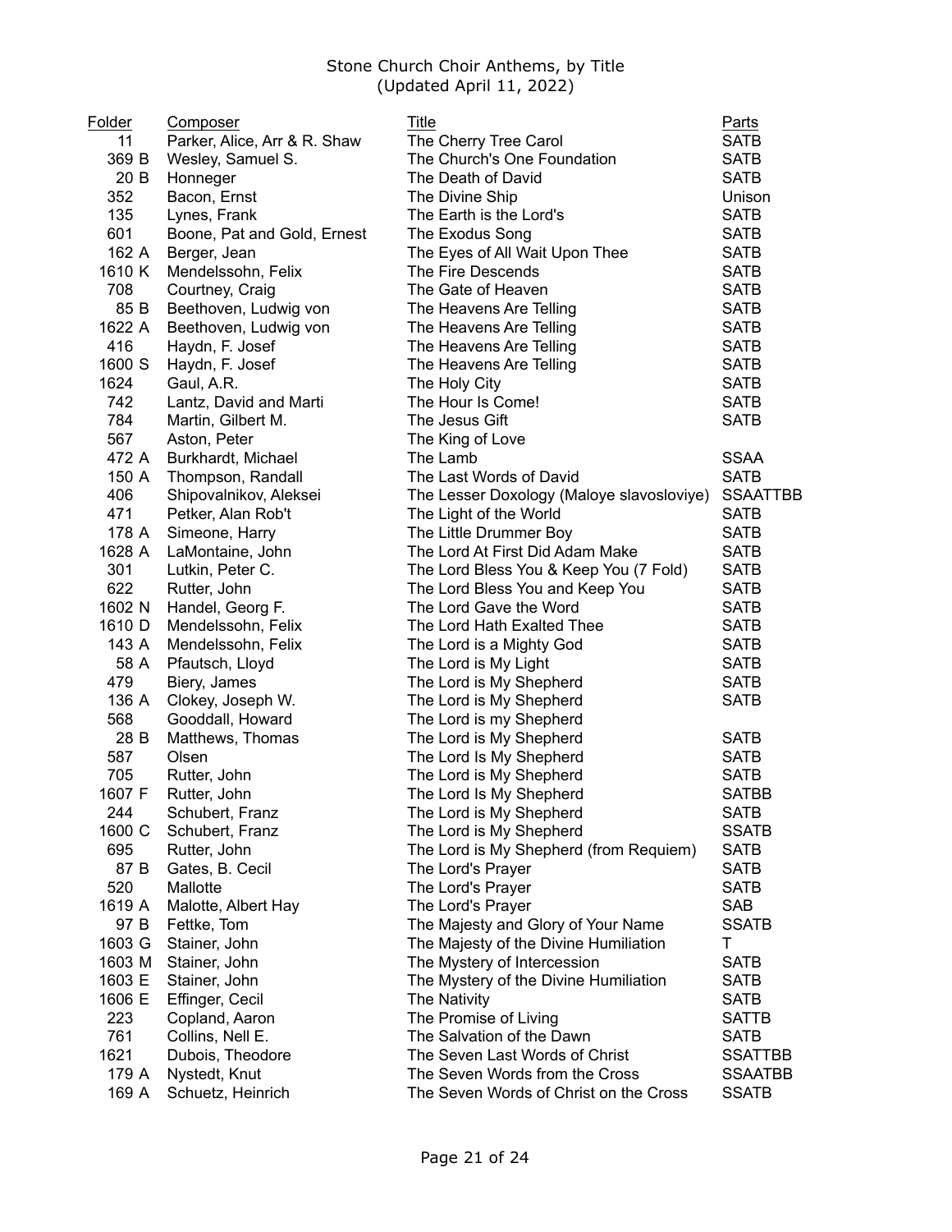Stone Church Choir Anthems, by Title
(Updated April 11, 2022)

| Folder | Composer | Title | Parts |
|---|---|---|---|
| 11 | Parker, Alice, Arr & R. Shaw | The Cherry Tree Carol | SATB |
| 369 B | Wesley, Samuel S. | The Church's One Foundation | SATB |
| 20 B | Honneger | The Death of David | SATB |
| 352 | Bacon, Ernst | The Divine Ship | Unison |
| 135 | Lynes, Frank | The Earth is the Lord's | SATB |
| 601 | Boone, Pat and Gold, Ernest | The Exodus Song | SATB |
| 162 A | Berger, Jean | The Eyes of All Wait Upon Thee | SATB |
| 1610 K | Mendelssohn, Felix | The Fire Descends | SATB |
| 708 | Courtney, Craig | The Gate of Heaven | SATB |
| 85 B | Beethoven, Ludwig von | The Heavens Are Telling | SATB |
| 1622 A | Beethoven, Ludwig von | The Heavens Are Telling | SATB |
| 416 | Haydn, F. Josef | The Heavens Are Telling | SATB |
| 1600 S | Haydn, F. Josef | The Heavens Are Telling | SATB |
| 1624 | Gaul, A.R. | The Holy City | SATB |
| 742 | Lantz, David and Marti | The Hour Is Come! | SATB |
| 784 | Martin, Gilbert M. | The Jesus Gift | SATB |
| 567 | Aston, Peter | The King of Love | |
| 472 A | Burkhardt, Michael | The Lamb | SSAA |
| 150 A | Thompson, Randall | The Last Words of David | SATB |
| 406 | Shipovalnikov, Aleksei | The Lesser Doxology (Maloye slavosloviye) | SSAATTBB |
| 471 | Petker, Alan Rob't | The Light of the World | SATB |
| 178 A | Simeone, Harry | The Little Drummer Boy | SATB |
| 1628 A | LaMontaine, John | The Lord At First Did Adam Make | SATB |
| 301 | Lutkin, Peter C. | The Lord Bless You & Keep You (7 Fold) | SATB |
| 622 | Rutter, John | The Lord Bless You and Keep You | SATB |
| 1602 N | Handel, Georg F. | The Lord Gave the Word | SATB |
| 1610 D | Mendelssohn, Felix | The Lord Hath Exalted Thee | SATB |
| 143 A | Mendelssohn, Felix | The Lord is a Mighty God | SATB |
| 58 A | Pfautsch, Lloyd | The Lord is My Light | SATB |
| 479 | Biery, James | The Lord is My Shepherd | SATB |
| 136 A | Clokey, Joseph W. | The Lord is My Shepherd | SATB |
| 568 | Gooddall, Howard | The Lord is my Shepherd | |
| 28 B | Matthews, Thomas | The Lord is My Shepherd | SATB |
| 587 | Olsen | The Lord Is My Shepherd | SATB |
| 705 | Rutter, John | The Lord is My Shepherd | SATB |
| 1607 F | Rutter, John | The Lord Is My Shepherd | SATBB |
| 244 | Schubert, Franz | The Lord is My Shepherd | SATB |
| 1600 C | Schubert, Franz | The Lord is My Shepherd | SSATB |
| 695 | Rutter, John | The Lord is My Shepherd (from Requiem) | SATB |
| 87 B | Gates, B. Cecil | The Lord's Prayer | SATB |
| 520 | Mallotte | The Lord's Prayer | SATB |
| 1619 A | Malotte, Albert Hay | The Lord's Prayer | SAB |
| 97 B | Fettke, Tom | The Majesty and Glory of Your Name | SSATB |
| 1603 G | Stainer, John | The Majesty of the Divine Humiliation | T |
| 1603 M | Stainer, John | The Mystery of Intercession | SATB |
| 1603 E | Stainer, John | The Mystery of the Divine Humiliation | SATB |
| 1606 E | Effinger, Cecil | The Nativity | SATB |
| 223 | Copland, Aaron | The Promise of Living | SATTB |
| 761 | Collins, Nell E. | The Salvation of the Dawn | SATB |
| 1621 | Dubois, Theodore | The Seven Last Words of Christ | SSATTBB |
| 179 A | Nystedt, Knut | The Seven Words from the Cross | SSAATBB |
| 169 A | Schuetz, Heinrich | The Seven Words of Christ on the Cross | SSATB |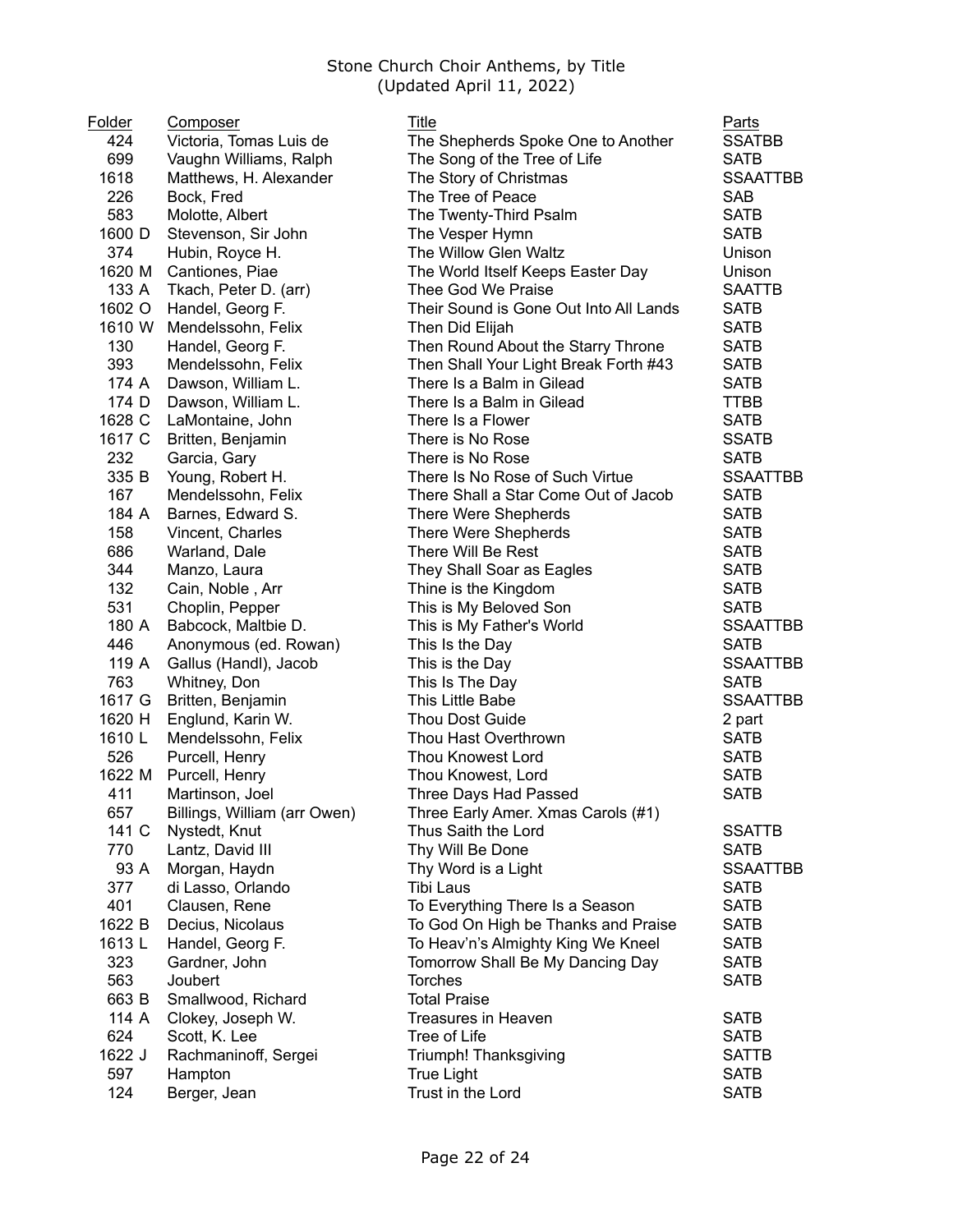Stone Church Choir Anthems, by Title
(Updated April 11, 2022)

| Folder | Composer | Title | Parts |
|---|---|---|---|
| 424 | Victoria, Tomas Luis de | The Shepherds Spoke One to Another | SSATBB |
| 699 | Vaughn Williams, Ralph | The Song of the Tree of Life | SATB |
| 1618 | Matthews, H. Alexander | The Story of Christmas | SSAATTBB |
| 226 | Bock, Fred | The Tree of Peace | SAB |
| 583 | Molotte, Albert | The Twenty-Third Psalm | SATB |
| 1600 D | Stevenson, Sir John | The Vesper Hymn | SATB |
| 374 | Hubin, Royce H. | The Willow Glen Waltz | Unison |
| 1620 M | Cantiones, Piae | The World Itself Keeps Easter Day | Unison |
| 133 A | Tkach, Peter D. (arr) | Thee God We Praise | SAATTB |
| 1602 O | Handel, Georg F. | Their Sound is Gone Out Into All Lands | SATB |
| 1610 W | Mendelssohn, Felix | Then Did Elijah | SATB |
| 130 | Handel, Georg F. | Then Round About the Starry Throne | SATB |
| 393 | Mendelssohn, Felix | Then Shall Your Light Break Forth #43 | SATB |
| 174 A | Dawson, William L. | There Is a Balm in Gilead | SATB |
| 174 D | Dawson, William L. | There Is a Balm in Gilead | TTBB |
| 1628 C | LaMontaine, John | There Is a Flower | SATB |
| 1617 C | Britten, Benjamin | There is No Rose | SSATB |
| 232 | Garcia, Gary | There is No Rose | SATB |
| 335 B | Young, Robert H. | There Is No Rose of Such Virtue | SSAATTBB |
| 167 | Mendelssohn, Felix | There Shall a Star Come Out of Jacob | SATB |
| 184 A | Barnes, Edward S. | There Were Shepherds | SATB |
| 158 | Vincent, Charles | There Were Shepherds | SATB |
| 686 | Warland, Dale | There Will Be Rest | SATB |
| 344 | Manzo, Laura | They Shall Soar as Eagles | SATB |
| 132 | Cain, Noble , Arr | Thine is the Kingdom | SATB |
| 531 | Choplin, Pepper | This is My Beloved Son | SATB |
| 180 A | Babcock, Maltbie D. | This is My Father's World | SSAATTBB |
| 446 | Anonymous (ed. Rowan) | This Is the Day | SATB |
| 119 A | Gallus (Handl), Jacob | This is the Day | SSAATTBB |
| 763 | Whitney, Don | This Is The Day | SATB |
| 1617 G | Britten, Benjamin | This Little Babe | SSAATTBB |
| 1620 H | Englund, Karin W. | Thou Dost Guide | 2 part |
| 1610 L | Mendelssohn, Felix | Thou Hast Overthrown | SATB |
| 526 | Purcell, Henry | Thou Knowest Lord | SATB |
| 1622 M | Purcell, Henry | Thou Knowest, Lord | SATB |
| 411 | Martinson, Joel | Three Days Had Passed | SATB |
| 657 | Billings, William (arr Owen) | Three Early Amer. Xmas Carols (#1) | |
| 141 C | Nystedt, Knut | Thus Saith the Lord | SSATTB |
| 770 | Lantz, David III | Thy Will Be Done | SATB |
| 93 A | Morgan, Haydn | Thy Word is a Light | SSAATTBB |
| 377 | di Lasso, Orlando | Tibi Laus | SATB |
| 401 | Clausen, Rene | To Everything There Is a Season | SATB |
| 1622 B | Decius, Nicolaus | To God On High be Thanks and Praise | SATB |
| 1613 L | Handel, Georg F. | To Heav'n's Almighty King We Kneel | SATB |
| 323 | Gardner, John | Tomorrow Shall Be My Dancing Day | SATB |
| 563 | Joubert | Torches | SATB |
| 663 B | Smallwood, Richard | Total Praise | |
| 114 A | Clokey, Joseph W. | Treasures in Heaven | SATB |
| 624 | Scott, K. Lee | Tree of Life | SATB |
| 1622 J | Rachmaninoff, Sergei | Triumph! Thanksgiving | SATTB |
| 597 | Hampton | True Light | SATB |
| 124 | Berger, Jean | Trust in the Lord | SATB |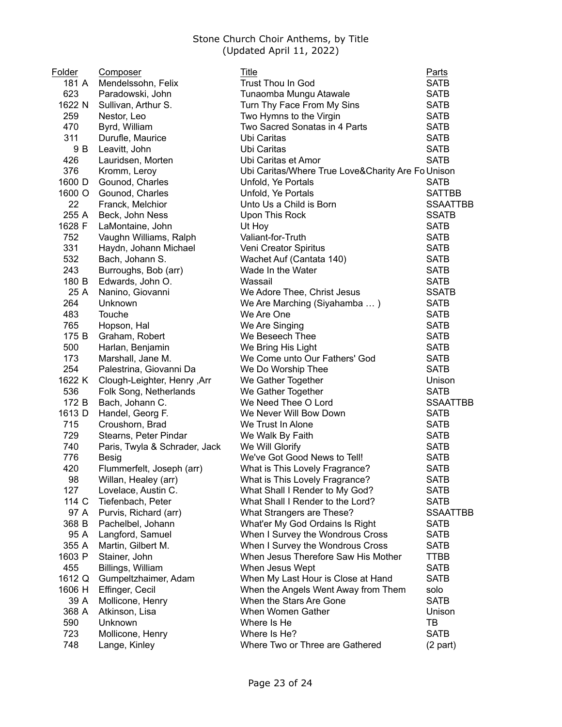Stone Church Choir Anthems, by Title
(Updated April 11, 2022)

| Folder | Composer | Title | Parts |
|---|---|---|---|
| 181 A | Mendelssohn, Felix | Trust Thou In God | SATB |
| 623 | Paradowski, John | Tunaomba Mungu Atawale | SATB |
| 1622 N | Sullivan, Arthur S. | Turn Thy Face From My Sins | SATB |
| 259 | Nestor, Leo | Two Hymns to the Virgin | SATB |
| 470 | Byrd, William | Two Sacred Sonatas in 4 Parts | SATB |
| 311 | Durufle, Maurice | Ubi Caritas | SATB |
| 9 B | Leavitt, John | Ubi Caritas | SATB |
| 426 | Lauridsen, Morten | Ubi Caritas et Amor | SATB |
| 376 | Kromm, Leroy | Ubi Caritas/Where True Love&Charity Are Fo | Unison |
| 1600 D | Gounod, Charles | Unfold, Ye Portals | SATB |
| 1600 O | Gounod, Charles | Unfold, Ye Portals | SATTBB |
| 22 | Franck, Melchior | Unto Us a Child is Born | SSAATTBB |
| 255 A | Beck, John Ness | Upon This Rock | SSATB |
| 1628 F | LaMontaine, John | Ut Hoy | SATB |
| 752 | Vaughn Williams, Ralph | Valiant-for-Truth | SATB |
| 331 | Haydn, Johann Michael | Veni Creator Spiritus | SATB |
| 532 | Bach, Johann S. | Wachet Auf (Cantata 140) | SATB |
| 243 | Burroughs, Bob (arr) | Wade In the Water | SATB |
| 180 B | Edwards, John O. | Wassail | SATB |
| 25 A | Nanino, Giovanni | We Adore Thee, Christ Jesus | SSATB |
| 264 | Unknown | We Are Marching (Siyahamba … ) | SATB |
| 483 | Touche | We Are One | SATB |
| 765 | Hopson, Hal | We Are Singing | SATB |
| 175 B | Graham, Robert | We Beseech Thee | SATB |
| 500 | Harlan, Benjamin | We Bring His Light | SATB |
| 173 | Marshall, Jane M. | We Come unto Our Fathers' God | SATB |
| 254 | Palestrina, Giovanni Da | We Do Worship Thee | SATB |
| 1622 K | Clough-Leighter, Henry ,Arr | We Gather Together | Unison |
| 536 | Folk Song, Netherlands | We Gather Together | SATB |
| 172 B | Bach, Johann C. | We Need Thee O Lord | SSAATTBB |
| 1613 D | Handel, Georg F. | We Never Will Bow Down | SATB |
| 715 | Croushorn, Brad | We Trust In Alone | SATB |
| 729 | Stearns, Peter Pindar | We Walk By Faith | SATB |
| 740 | Paris, Twyla & Schrader, Jack | We Will Glorify | SATB |
| 776 | Besig | We've Got Good News to Tell! | SATB |
| 420 | Flummerfelt, Joseph (arr) | What is This Lovely Fragrance? | SATB |
| 98 | Willan, Healey (arr) | What is This Lovely Fragrance? | SATB |
| 127 | Lovelace, Austin C. | What Shall I Render to My God? | SATB |
| 114 C | Tiefenbach, Peter | What Shall I Render to the Lord? | SATB |
| 97 A | Purvis, Richard (arr) | What Strangers are These? | SSAATTBB |
| 368 B | Pachelbel, Johann | What'er My God Ordains Is Right | SATB |
| 95 A | Langford, Samuel | When I Survey the Wondrous Cross | SATB |
| 355 A | Martin, Gilbert M. | When I Survey the Wondrous Cross | SATB |
| 1603 P | Stainer, John | When Jesus Therefore Saw His Mother | TTBB |
| 455 | Billings, William | When Jesus Wept | SATB |
| 1612 Q | Gumpeltzhaimer, Adam | When My Last Hour is Close at Hand | SATB |
| 1606 H | Effinger, Cecil | When the Angels Went Away from Them | solo |
| 39 A | Mollicone, Henry | When the Stars Are Gone | SATB |
| 368 A | Atkinson, Lisa | When Women Gather | Unison |
| 590 | Unknown | Where Is He | TB |
| 723 | Mollicone, Henry | Where Is He? | SATB |
| 748 | Lange, Kinley | Where Two or Three are Gathered | (2 part) |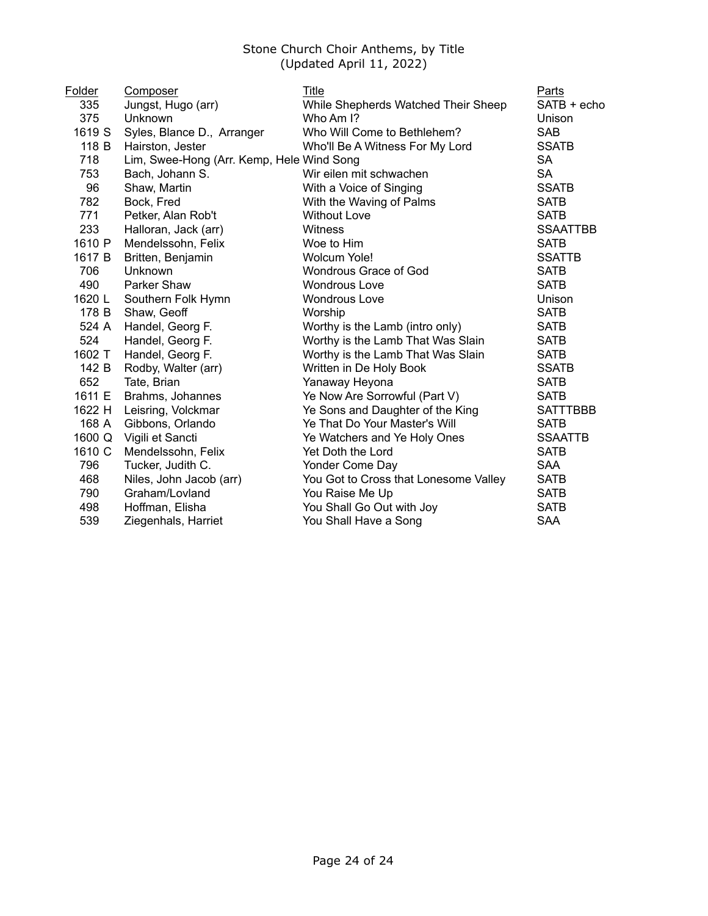Stone Church Choir Anthems, by Title
(Updated April 11, 2022)

| Folder | Composer | Title | Parts |
|---|---|---|---|
| 335 | Jungst, Hugo (arr) | While Shepherds Watched Their Sheep | SATB + echo |
| 375 | Unknown | Who Am I? | Unison |
| 1619 S | Syles, Blance D., Arranger | Who Will Come to Bethlehem? | SAB |
| 118 B | Hairston, Jester | Who'll Be A Witness For My Lord | SSATB |
| 718 | Lim, Swee-Hong (Arr. Kemp, Hele | Wind Song | SA |
| 753 | Bach, Johann S. | Wir eilen mit schwachen | SA |
| 96 | Shaw, Martin | With a Voice of Singing | SSATB |
| 782 | Bock, Fred | With the Waving of Palms | SATB |
| 771 | Petker, Alan Rob't | Without Love | SATB |
| 233 | Halloran, Jack (arr) | Witness | SSAATTBB |
| 1610 P | Mendelssohn, Felix | Woe to Him | SATB |
| 1617 B | Britten, Benjamin | Wolcum Yole! | SSATTB |
| 706 | Unknown | Wondrous Grace of God | SATB |
| 490 | Parker Shaw | Wondrous Love | SATB |
| 1620 L | Southern Folk Hymn | Wondrous Love | Unison |
| 178 B | Shaw, Geoff | Worship | SATB |
| 524 A | Handel, Georg F. | Worthy is the Lamb (intro only) | SATB |
| 524 | Handel, Georg F. | Worthy is the Lamb That Was Slain | SATB |
| 1602 T | Handel, Georg F. | Worthy is the Lamb That Was Slain | SATB |
| 142 B | Rodby, Walter (arr) | Written in De Holy Book | SSATB |
| 652 | Tate, Brian | Yanaway Heyona | SATB |
| 1611 E | Brahms, Johannes | Ye Now Are Sorrowful (Part V) | SATB |
| 1622 H | Leisring, Volckmar | Ye Sons and Daughter of the King | SATTTBBB |
| 168 A | Gibbons, Orlando | Ye That Do Your Master's Will | SATB |
| 1600 Q | Vigili et Sancti | Ye Watchers and Ye Holy Ones | SSAATTB |
| 1610 C | Mendelssohn, Felix | Yet Doth the Lord | SATB |
| 796 | Tucker, Judith C. | Yonder Come Day | SAA |
| 468 | Niles, John Jacob (arr) | You Got to Cross that Lonesome Valley | SATB |
| 790 | Graham/Lovland | You Raise Me Up | SATB |
| 498 | Hoffman, Elisha | You Shall Go Out with Joy | SATB |
| 539 | Ziegenhals, Harriet | You Shall Have a Song | SAA |